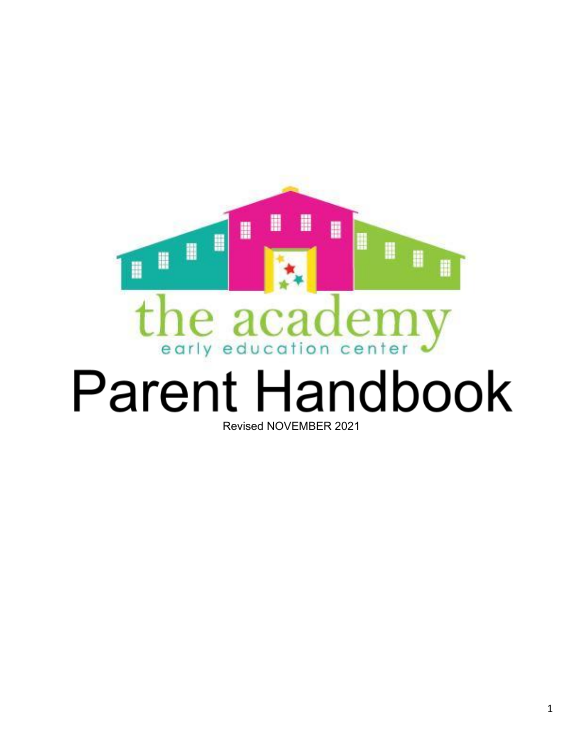the academy

early education center

# Parent Handbook

Revised NOVEMBER 2021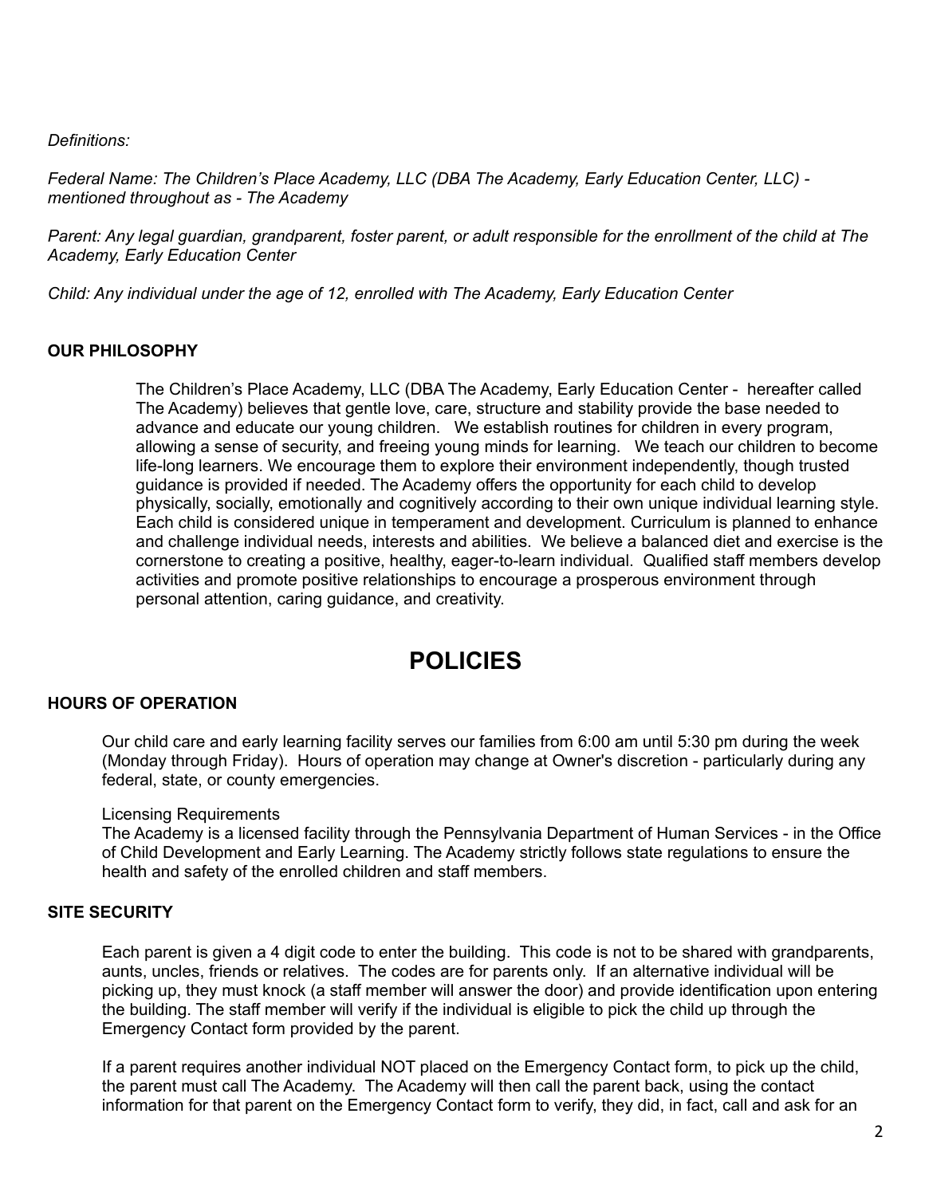*Definitions:*

*Federal Name: The Children's Place Academy, LLC (DBA The Academy, Early Education Center, LLC) - mentioned throughout as - The Academy*

*Parent: Any legal guardian, grandparent, foster parent, or adult responsible for the enrollment of the child at The Academy, Early Education Center*

*Child: Any individual under the age of 12, enrolled with The Academy, Early Education Center*

**OUR PHILOSOPHY**

The Children's Place Academy, LLC (DBA The Academy, Early Education Center - hereafter called The Academy) believes that gentle love, care, structure and stability provide the base needed to advance and educate our young children. We establish routines for children in every program, allowing a sense of security, and freeing young minds for learning. We teach our children to become life-long learners. We encourage them to explore their environment independently, though trusted guidance is provided if needed. The Academy offers the opportunity for each child to develop physically, socially, emotionally and cognitively according to their own unique individual learning style. Each child is considered unique in temperament and development. Curriculum is planned to enhance and challenge individual needs, interests and abilities. We believe a balanced diet and exercise is the cornerstone to creating a positive, healthy, eager-to-learn individual. Qualified staff members develop activities and promote positive relationships to encourage a prosperous environment through personal attention, caring guidance, and creativity.

# POLICIES

**HOURS OF OPERATION**

Our child care and early learning facility serves our families from 6:00 am until 5:30 pm during the week (Monday through Friday). Hours of operation may change at Owner's discretion - particularly during any federal, state, or county emergencies.

Licensing Requirements

The Academy is a licensed facility through the Pennsylvania Department of Human Services - in the Office of Child Development and Early Learning. The Academy strictly follows state regulations to ensure the health and safety of the enrolled children and staff members.

**SITE SECURITY**

Each parent is given a 4 digit code to enter the building. This code is not to be shared with grandparents, aunts, uncles, friends or relatives. The codes are for parents only. If an alternative individual will be picking up, they must knock (a staff member will answer the door) and provide identification upon entering the building. The staff member will verify if the individual is eligible to pick the child up through the Emergency Contact form provided by the parent.

If a parent requires another individual NOT placed on the Emergency Contact form, to pick up the child, the parent must call The Academy. The Academy will then call the parent back, using the contact information for that parent on the Emergency Contact form to verify, they did, in fact, call and ask for an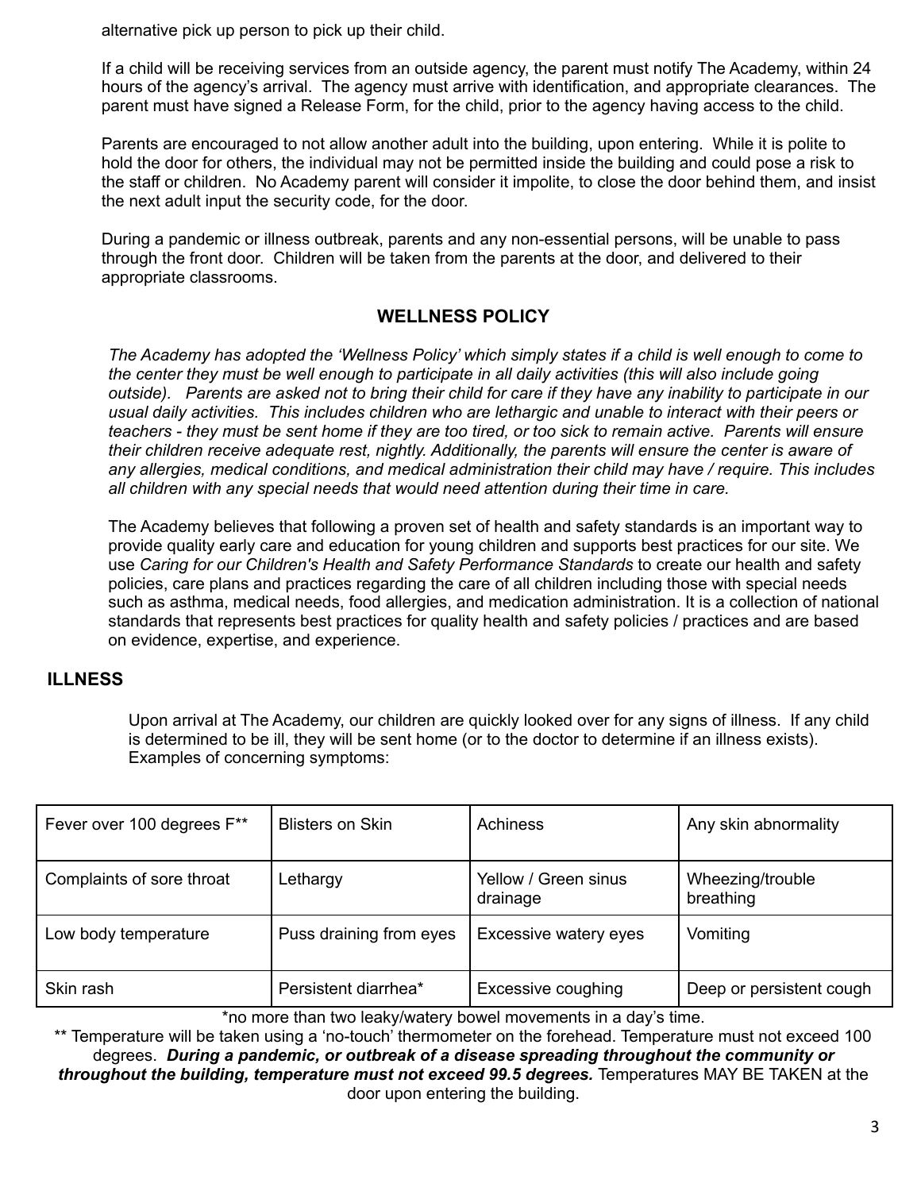alternative pick up person to pick up their child.

If a child will be receiving services from an outside agency, the parent must notify The Academy, within 24 hours of the agency's arrival. The agency must arrive with identification, and appropriate clearances. The parent must have signed a Release Form, for the child, prior to the agency having access to the child.

Parents are encouraged to not allow another adult into the building, upon entering. While it is polite to hold the door for others, the individual may not be permitted inside the building and could pose a risk to the staff or children. No Academy parent will consider it impolite, to close the door behind them, and insist the next adult input the security code, for the door.

During a pandemic or illness outbreak, parents and any non-essential persons, will be unable to pass through the front door. Children will be taken from the parents at the door, and delivered to their appropriate classrooms.

## WELLNESS POLICY

*The Academy has adopted the 'Wellness Policy' which simply states if a child is well enough to come to the center they must be well enough to participate in all daily activities (this will also include going outside). Parents are asked not to bring their child for care if they have any inability to participate in our usual daily activities. This includes children who are lethargic and unable to interact with their peers or teachers - they must be sent home if they are too tired, or too sick to remain active. Parents will ensure their children receive adequate rest, nightly. Additionally, the parents will ensure the center is aware of any allergies, medical conditions, and medical administration their child may have / require. This includes all children with any special needs that would need attention during their time in care.*

The Academy believes that following a proven set of health and safety standards is an important way to provide quality early care and education for young children and supports best practices for our site. We use *Caring for our Children's Health and Safety Performance Standards* to create our health and safety policies, care plans and practices regarding the care of all children including those with special needs such as asthma, medical needs, food allergies, and medication administration. It is a collection of national standards that represents best practices for quality health and safety policies / practices and are based on evidence, expertise, and experience.

## ILLNESS

Upon arrival at The Academy, our children are quickly looked over for any signs of illness. If any child is determined to be ill, they will be sent home (or to the doctor to determine if an illness exists). Examples of concerning symptoms:

| | | | |
|---|---|---|---|
| Fever over 100 degrees F** | Blisters on Skin | Achiness | Any skin abnormality |
| Complaints of sore throat | Lethargy | Yellow / Green sinus drainage | Wheezing/trouble breathing |
| Low body temperature | Puss draining from eyes | Excessive watery eyes | Vomiting |
| Skin rash | Persistent diarrhea* | Excessive coughing | Deep or persistent cough |

*no more than two leaky/watery bowel movements in a day's time.

** Temperature will be taken using a 'no-touch' thermometer on the forehead. Temperature must not exceed 100 degrees. ***During a pandemic, or outbreak of a disease spreading throughout the community or throughout the building, temperature must not exceed 99.5 degrees.*** Temperatures MAY BE TAKEN at the door upon entering the building.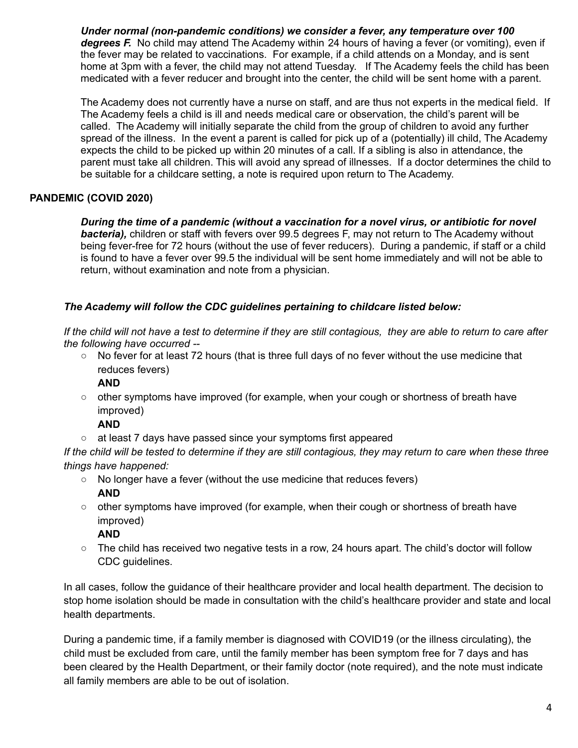***Under normal (non-pandemic conditions) we consider a fever, any temperature over 100 degrees F.*** No child may attend The Academy within 24 hours of having a fever (or vomiting), even if the fever may be related to vaccinations. For example, if a child attends on a Monday, and is sent home at 3pm with a fever, the child may not attend Tuesday. If The Academy feels the child has been medicated with a fever reducer and brought into the center, the child will be sent home with a parent.

The Academy does not currently have a nurse on staff, and are thus not experts in the medical field. If The Academy feels a child is ill and needs medical care or observation, the child's parent will be called. The Academy will initially separate the child from the group of children to avoid any further spread of the illness. In the event a parent is called for pick up of a (potentially) ill child, The Academy expects the child to be picked up within 20 minutes of a call. If a sibling is also in attendance, the parent must take all children. This will avoid any spread of illnesses. If a doctor determines the child to be suitable for a childcare setting, a note is required upon return to The Academy.

**PANDEMIC (COVID 2020)**

***During the time of a pandemic (without a vaccination for a novel virus, or antibiotic for novel bacteria),*** children or staff with fevers over 99.5 degrees F, may not return to The Academy without being fever-free for 72 hours (without the use of fever reducers). During a pandemic, if staff or a child is found to have a fever over 99.5 the individual will be sent home immediately and will not be able to return, without examination and note from a physician.

***The Academy will follow the CDC guidelines pertaining to childcare listed below:***

*If the child will not have a test to determine if they are still contagious, they are able to return to care after the following have occurred --*

- No fever for at least 72 hours (that is three full days of no fever without the use medicine that reduces fevers)
  **AND**
- other symptoms have improved (for example, when your cough or shortness of breath have improved)
  **AND**
- at least 7 days have passed since your symptoms first appeared

*If the child will be tested to determine if they are still contagious, they may return to care when these three things have happened:*

- No longer have a fever (without the use medicine that reduces fevers)
  **AND**
- other symptoms have improved (for example, when their cough or shortness of breath have improved)
  **AND**
- The child has received two negative tests in a row, 24 hours apart. The child's doctor will follow CDC guidelines.

In all cases, follow the guidance of their healthcare provider and local health department. The decision to stop home isolation should be made in consultation with the child's healthcare provider and state and local health departments.

During a pandemic time, if a family member is diagnosed with COVID19 (or the illness circulating), the child must be excluded from care, until the family member has been symptom free for 7 days and has been cleared by the Health Department, or their family doctor (note required), and the note must indicate all family members are able to be out of isolation.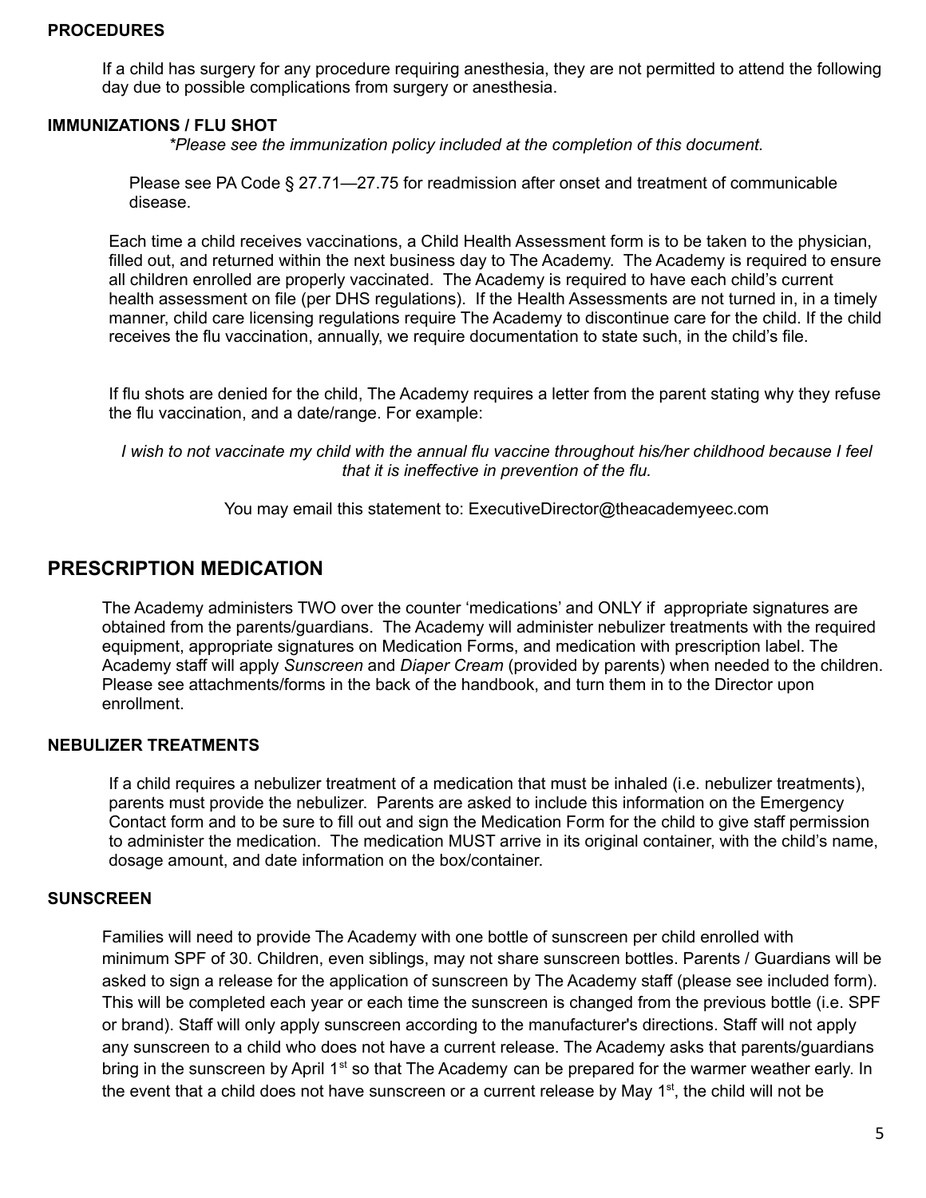### PROCEDURES

If a child has surgery for any procedure requiring anesthesia, they are not permitted to attend the following day due to possible complications from surgery or anesthesia.

### IMMUNIZATIONS / FLU SHOT

*\*Please see the immunization policy included at the completion of this document.*

Please see PA Code § 27.71—27.75 for readmission after onset and treatment of communicable disease.

Each time a child receives vaccinations, a Child Health Assessment form is to be taken to the physician, filled out, and returned within the next business day to The Academy. The Academy is required to ensure all children enrolled are properly vaccinated. The Academy is required to have each child's current health assessment on file (per DHS regulations). If the Health Assessments are not turned in, in a timely manner, child care licensing regulations require The Academy to discontinue care for the child. If the child receives the flu vaccination, annually, we require documentation to state such, in the child's file.

If flu shots are denied for the child, The Academy requires a letter from the parent stating why they refuse the flu vaccination, and a date/range. For example:

*I wish to not vaccinate my child with the annual flu vaccine throughout his/her childhood because I feel that it is ineffective in prevention of the flu.*

You may email this statement to: ExecutiveDirector@theacademyeec.com

## PRESCRIPTION MEDICATION

The Academy administers TWO over the counter 'medications' and ONLY if appropriate signatures are obtained from the parents/guardians. The Academy will administer nebulizer treatments with the required equipment, appropriate signatures on Medication Forms, and medication with prescription label. The Academy staff will apply *Sunscreen* and *Diaper Cream* (provided by parents) when needed to the children. Please see attachments/forms in the back of the handbook, and turn them in to the Director upon enrollment.

### NEBULIZER TREATMENTS

If a child requires a nebulizer treatment of a medication that must be inhaled (i.e. nebulizer treatments), parents must provide the nebulizer. Parents are asked to include this information on the Emergency Contact form and to be sure to fill out and sign the Medication Form for the child to give staff permission to administer the medication. The medication MUST arrive in its original container, with the child's name, dosage amount, and date information on the box/container.

### SUNSCREEN

Families will need to provide The Academy with one bottle of sunscreen per child enrolled with minimum SPF of 30. Children, even siblings, may not share sunscreen bottles. Parents / Guardians will be asked to sign a release for the application of sunscreen by The Academy staff (please see included form). This will be completed each year or each time the sunscreen is changed from the previous bottle (i.e. SPF or brand). Staff will only apply sunscreen according to the manufacturer's directions. Staff will not apply any sunscreen to a child who does not have a current release. The Academy asks that parents/guardians bring in the sunscreen by April 1st so that The Academy can be prepared for the warmer weather early. In the event that a child does not have sunscreen or a current release by May 1st, the child will not be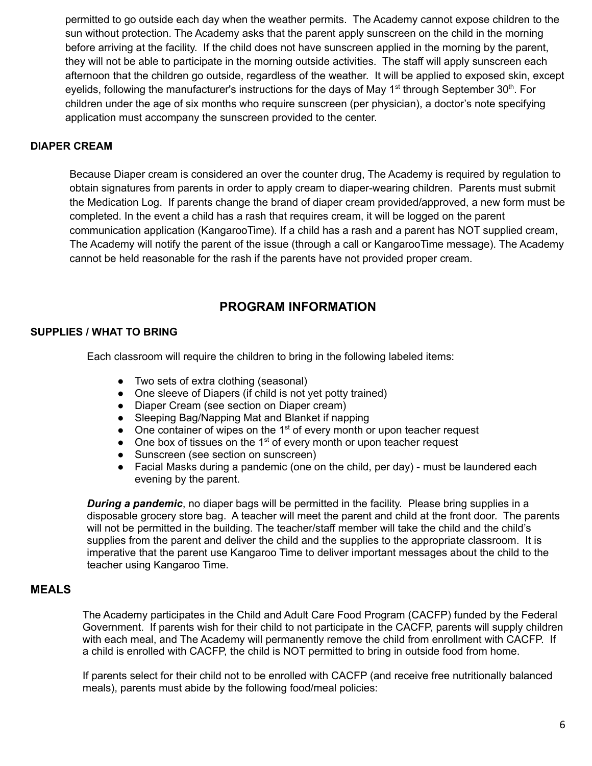permitted to go outside each day when the weather permits. The Academy cannot expose children to the sun without protection. The Academy asks that the parent apply sunscreen on the child in the morning before arriving at the facility. If the child does not have sunscreen applied in the morning by the parent, they will not be able to participate in the morning outside activities. The staff will apply sunscreen each afternoon that the children go outside, regardless of the weather. It will be applied to exposed skin, except eyelids, following the manufacturer's instructions for the days of May 1st through September 30th. For children under the age of six months who require sunscreen (per physician), a doctor's note specifying application must accompany the sunscreen provided to the center.

### DIAPER CREAM

Because Diaper cream is considered an over the counter drug, The Academy is required by regulation to obtain signatures from parents in order to apply cream to diaper-wearing children. Parents must submit the Medication Log. If parents change the brand of diaper cream provided/approved, a new form must be completed. In the event a child has a rash that requires cream, it will be logged on the parent communication application (KangarooTime). If a child has a rash and a parent has NOT supplied cream, The Academy will notify the parent of the issue (through a call or KangarooTime message). The Academy cannot be held reasonable for the rash if the parents have not provided proper cream.

## PROGRAM INFORMATION

### SUPPLIES / WHAT TO BRING

Each classroom will require the children to bring in the following labeled items:

- Two sets of extra clothing (seasonal)
- One sleeve of Diapers (if child is not yet potty trained)
- Diaper Cream (see section on Diaper cream)
- Sleeping Bag/Napping Mat and Blanket if napping
- One container of wipes on the 1st of every month or upon teacher request
- One box of tissues on the 1st of every month or upon teacher request
- Sunscreen (see section on sunscreen)
- Facial Masks during a pandemic (one on the child, per day) - must be laundered each evening by the parent.

***During a pandemic***, no diaper bags will be permitted in the facility. Please bring supplies in a disposable grocery store bag. A teacher will meet the parent and child at the front door. The parents will not be permitted in the building. The teacher/staff member will take the child and the child's supplies from the parent and deliver the child and the supplies to the appropriate classroom. It is imperative that the parent use Kangaroo Time to deliver important messages about the child to the teacher using Kangaroo Time.

### MEALS

The Academy participates in the Child and Adult Care Food Program (CACFP) funded by the Federal Government. If parents wish for their child to not participate in the CACFP, parents will supply children with each meal, and The Academy will permanently remove the child from enrollment with CACFP. If a child is enrolled with CACFP, the child is NOT permitted to bring in outside food from home.

If parents select for their child not to be enrolled with CACFP (and receive free nutritionally balanced meals), parents must abide by the following food/meal policies: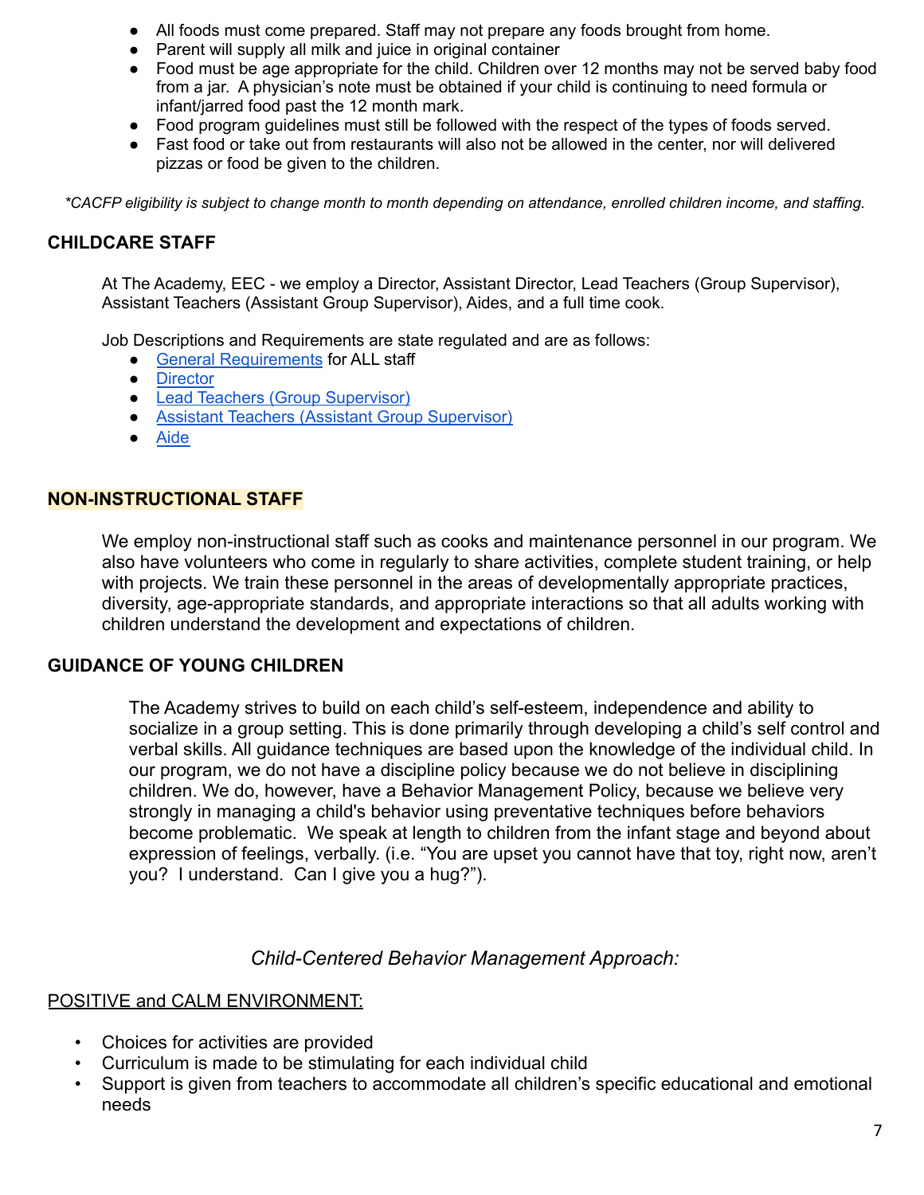- All foods must come prepared. Staff may not prepare any foods brought from home.
- Parent will supply all milk and juice in original container
- Food must be age appropriate for the child. Children over 12 months may not be served baby food from a jar. A physician's note must be obtained if your child is continuing to need formula or infant/jarred food past the 12 month mark.
- Food program guidelines must still be followed with the respect of the types of foods served.
- Fast food or take out from restaurants will also not be allowed in the center, nor will delivered pizzas or food be given to the children.

*\*CACFP eligibility is subject to change month to month depending on attendance, enrolled children income, and staffing.*

## CHILDCARE STAFF

At The Academy, EEC - we employ a Director, Assistant Director, Lead Teachers (Group Supervisor), Assistant Teachers (Assistant Group Supervisor), Aides, and a full time cook.

Job Descriptions and Requirements are state regulated and are as follows:

- General Requirements for ALL staff
- Director
- Lead Teachers (Group Supervisor)
- Assistant Teachers (Assistant Group Supervisor)
- Aide

## NON-INSTRUCTIONAL STAFF

We employ non-instructional staff such as cooks and maintenance personnel in our program. We also have volunteers who come in regularly to share activities, complete student training, or help with projects. We train these personnel in the areas of developmentally appropriate practices, diversity, age-appropriate standards, and appropriate interactions so that all adults working with children understand the development and expectations of children.

## GUIDANCE OF YOUNG CHILDREN

The Academy strives to build on each child's self-esteem, independence and ability to socialize in a group setting. This is done primarily through developing a child's self control and verbal skills. All guidance techniques are based upon the knowledge of the individual child. In our program, we do not have a discipline policy because we do not believe in disciplining children. We do, however, have a Behavior Management Policy, because we believe very strongly in managing a child's behavior using preventative techniques before behaviors become problematic. We speak at length to children from the infant stage and beyond about expression of feelings, verbally. (i.e. "You are upset you cannot have that toy, right now, aren't you? I understand. Can I give you a hug?").

*Child-Centered Behavior Management Approach:*

POSITIVE and CALM ENVIRONMENT:

- Choices for activities are provided
- Curriculum is made to be stimulating for each individual child
- Support is given from teachers to accommodate all children's specific educational and emotional needs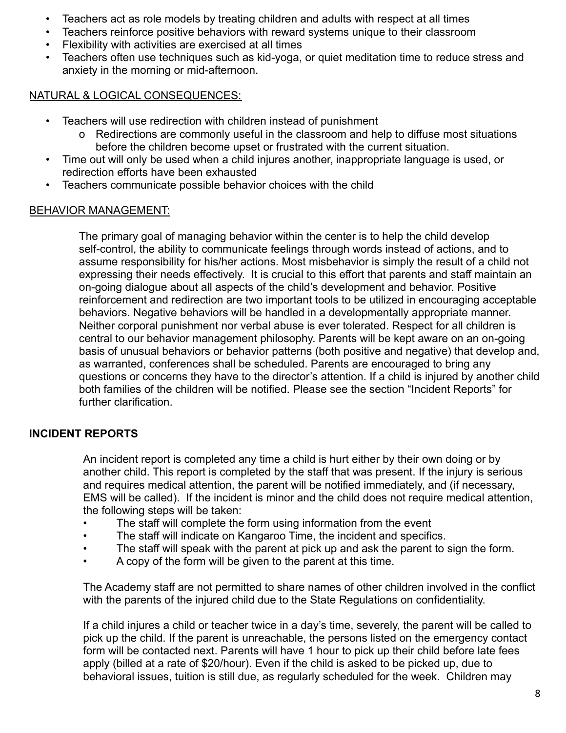- Teachers act as role models by treating children and adults with respect at all times
- Teachers reinforce positive behaviors with reward systems unique to their classroom
- Flexibility with activities are exercised at all times
- Teachers often use techniques such as kid-yoga, or quiet meditation time to reduce stress and anxiety in the morning or mid-afternoon.

NATURAL & LOGICAL CONSEQUENCES:

- Teachers will use redirection with children instead of punishment
  - Redirections are commonly useful in the classroom and help to diffuse most situations before the children become upset or frustrated with the current situation.
- Time out will only be used when a child injures another, inappropriate language is used, or redirection efforts have been exhausted
- Teachers communicate possible behavior choices with the child

BEHAVIOR MANAGEMENT:

The primary goal of managing behavior within the center is to help the child develop self-control, the ability to communicate feelings through words instead of actions, and to assume responsibility for his/her actions. Most misbehavior is simply the result of a child not expressing their needs effectively. It is crucial to this effort that parents and staff maintain an on-going dialogue about all aspects of the child's development and behavior. Positive reinforcement and redirection are two important tools to be utilized in encouraging acceptable behaviors. Negative behaviors will be handled in a developmentally appropriate manner. Neither corporal punishment nor verbal abuse is ever tolerated. Respect for all children is central to our behavior management philosophy. Parents will be kept aware on an on-going basis of unusual behaviors or behavior patterns (both positive and negative) that develop and, as warranted, conferences shall be scheduled. Parents are encouraged to bring any questions or concerns they have to the director's attention. If a child is injured by another child both families of the children will be notified. Please see the section "Incident Reports" for further clarification.

## INCIDENT REPORTS

An incident report is completed any time a child is hurt either by their own doing or by another child. This report is completed by the staff that was present. If the injury is serious and requires medical attention, the parent will be notified immediately, and (if necessary, EMS will be called). If the incident is minor and the child does not require medical attention, the following steps will be taken:

- The staff will complete the form using information from the event
- The staff will indicate on Kangaroo Time, the incident and specifics.
- The staff will speak with the parent at pick up and ask the parent to sign the form.
- A copy of the form will be given to the parent at this time.

The Academy staff are not permitted to share names of other children involved in the conflict with the parents of the injured child due to the State Regulations on confidentiality.

If a child injures a child or teacher twice in a day's time, severely, the parent will be called to pick up the child. If the parent is unreachable, the persons listed on the emergency contact form will be contacted next. Parents will have 1 hour to pick up their child before late fees apply (billed at a rate of $20/hour). Even if the child is asked to be picked up, due to behavioral issues, tuition is still due, as regularly scheduled for the week. Children may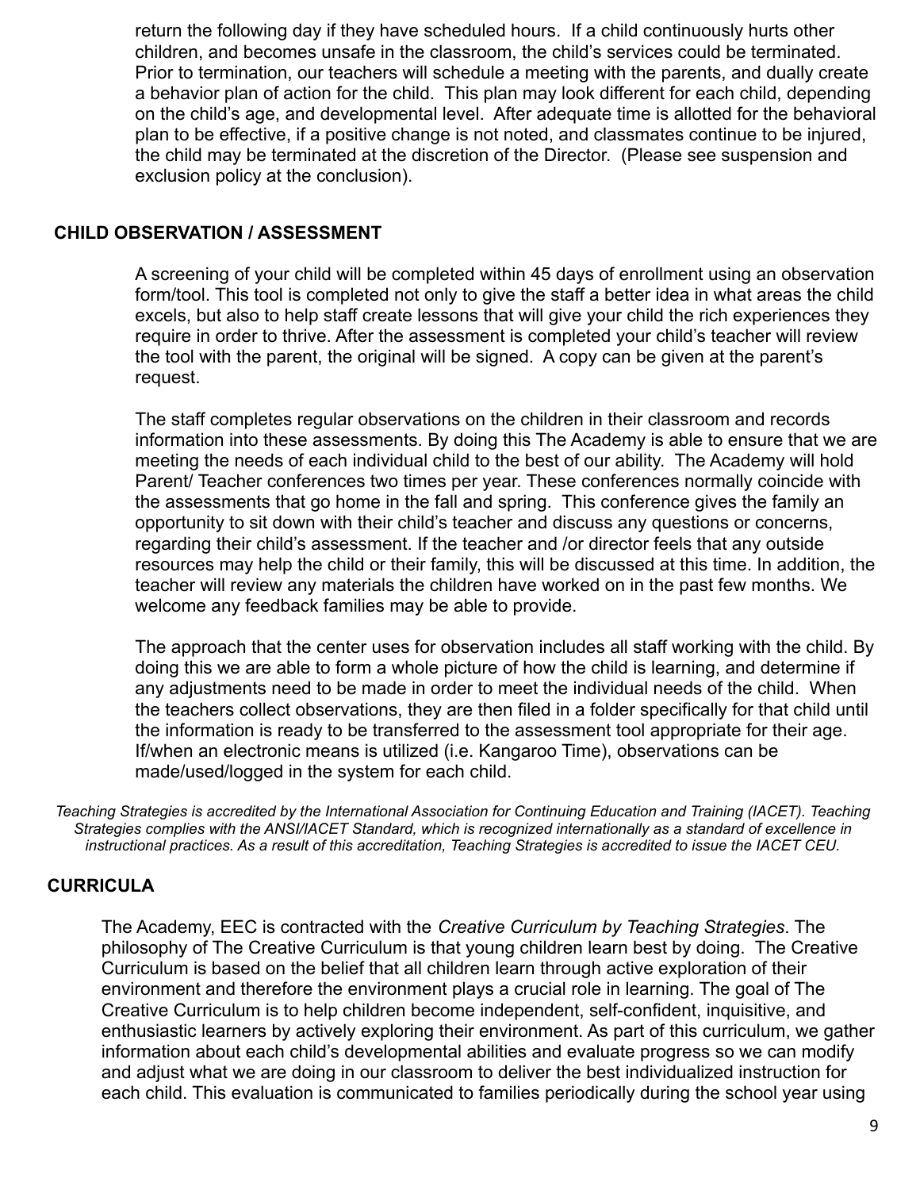return the following day if they have scheduled hours. If a child continuously hurts other children, and becomes unsafe in the classroom, the child's services could be terminated. Prior to termination, our teachers will schedule a meeting with the parents, and dually create a behavior plan of action for the child. This plan may look different for each child, depending on the child's age, and developmental level. After adequate time is allotted for the behavioral plan to be effective, if a positive change is not noted, and classmates continue to be injured, the child may be terminated at the discretion of the Director. (Please see suspension and exclusion policy at the conclusion).

## CHILD OBSERVATION / ASSESSMENT

A screening of your child will be completed within 45 days of enrollment using an observation form/tool. This tool is completed not only to give the staff a better idea in what areas the child excels, but also to help staff create lessons that will give your child the rich experiences they require in order to thrive. After the assessment is completed your child's teacher will review the tool with the parent, the original will be signed. A copy can be given at the parent's request.

The staff completes regular observations on the children in their classroom and records information into these assessments. By doing this The Academy is able to ensure that we are meeting the needs of each individual child to the best of our ability. The Academy will hold Parent/ Teacher conferences two times per year. These conferences normally coincide with the assessments that go home in the fall and spring. This conference gives the family an opportunity to sit down with their child's teacher and discuss any questions or concerns, regarding their child's assessment. If the teacher and /or director feels that any outside resources may help the child or their family, this will be discussed at this time. In addition, the teacher will review any materials the children have worked on in the past few months. We welcome any feedback families may be able to provide.

The approach that the center uses for observation includes all staff working with the child. By doing this we are able to form a whole picture of how the child is learning, and determine if any adjustments need to be made in order to meet the individual needs of the child. When the teachers collect observations, they are then filed in a folder specifically for that child until the information is ready to be transferred to the assessment tool appropriate for their age. If/when an electronic means is utilized (i.e. Kangaroo Time), observations can be made/used/logged in the system for each child.

*Teaching Strategies is accredited by the International Association for Continuing Education and Training (IACET). Teaching Strategies complies with the ANSI/IACET Standard, which is recognized internationally as a standard of excellence in instructional practices. As a result of this accreditation, Teaching Strategies is accredited to issue the IACET CEU.*

## CURRICULA

The Academy, EEC is contracted with the *Creative Curriculum by Teaching Strategies*. The philosophy of The Creative Curriculum is that young children learn best by doing. The Creative Curriculum is based on the belief that all children learn through active exploration of their environment and therefore the environment plays a crucial role in learning. The goal of The Creative Curriculum is to help children become independent, self-confident, inquisitive, and enthusiastic learners by actively exploring their environment. As part of this curriculum, we gather information about each child's developmental abilities and evaluate progress so we can modify and adjust what we are doing in our classroom to deliver the best individualized instruction for each child. This evaluation is communicated to families periodically during the school year using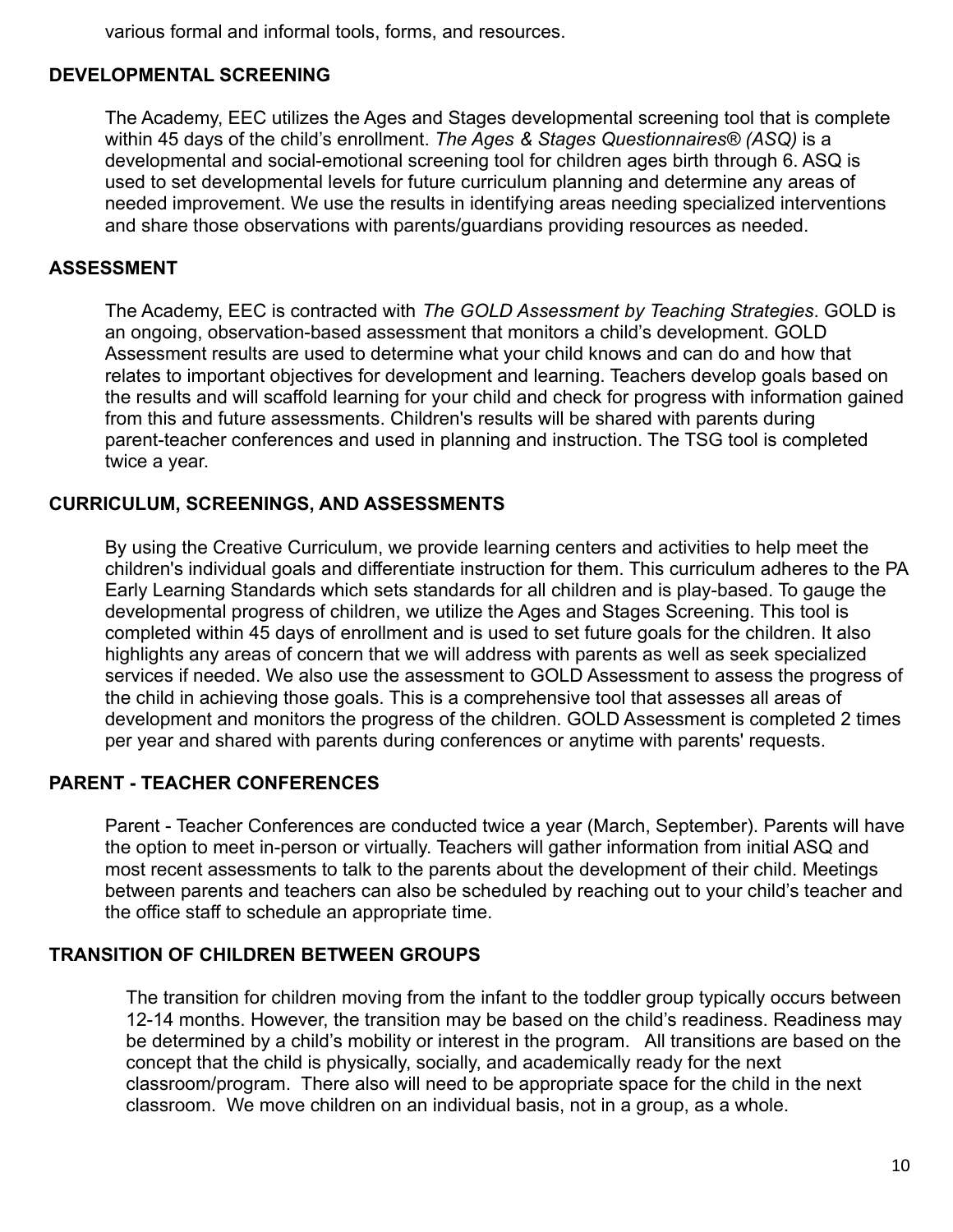various formal and informal tools, forms, and resources.

## DEVELOPMENTAL SCREENING

The Academy, EEC utilizes the Ages and Stages developmental screening tool that is complete within 45 days of the child's enrollment. *The Ages & Stages Questionnaires® (ASQ)* is a developmental and social-emotional screening tool for children ages birth through 6. ASQ is used to set developmental levels for future curriculum planning and determine any areas of needed improvement. We use the results in identifying areas needing specialized interventions and share those observations with parents/guardians providing resources as needed.

## ASSESSMENT

The Academy, EEC is contracted with *The GOLD Assessment by Teaching Strategies*. GOLD is an ongoing, observation-based assessment that monitors a child's development. GOLD Assessment results are used to determine what your child knows and can do and how that relates to important objectives for development and learning. Teachers develop goals based on the results and will scaffold learning for your child and check for progress with information gained from this and future assessments. Children's results will be shared with parents during parent-teacher conferences and used in planning and instruction. The TSG tool is completed twice a year.

## CURRICULUM, SCREENINGS, AND ASSESSMENTS

By using the Creative Curriculum, we provide learning centers and activities to help meet the children's individual goals and differentiate instruction for them. This curriculum adheres to the PA Early Learning Standards which sets standards for all children and is play-based. To gauge the developmental progress of children, we utilize the Ages and Stages Screening. This tool is completed within 45 days of enrollment and is used to set future goals for the children. It also highlights any areas of concern that we will address with parents as well as seek specialized services if needed. We also use the assessment to GOLD Assessment to assess the progress of the child in achieving those goals. This is a comprehensive tool that assesses all areas of development and monitors the progress of the children. GOLD Assessment is completed 2 times per year and shared with parents during conferences or anytime with parents' requests.

## PARENT - TEACHER CONFERENCES

Parent - Teacher Conferences are conducted twice a year (March, September). Parents will have the option to meet in-person or virtually. Teachers will gather information from initial ASQ and most recent assessments to talk to the parents about the development of their child. Meetings between parents and teachers can also be scheduled by reaching out to your child's teacher and the office staff to schedule an appropriate time.

## TRANSITION OF CHILDREN BETWEEN GROUPS

The transition for children moving from the infant to the toddler group typically occurs between 12-14 months. However, the transition may be based on the child's readiness. Readiness may be determined by a child's mobility or interest in the program. All transitions are based on the concept that the child is physically, socially, and academically ready for the next classroom/program. There also will need to be appropriate space for the child in the next classroom. We move children on an individual basis, not in a group, as a whole.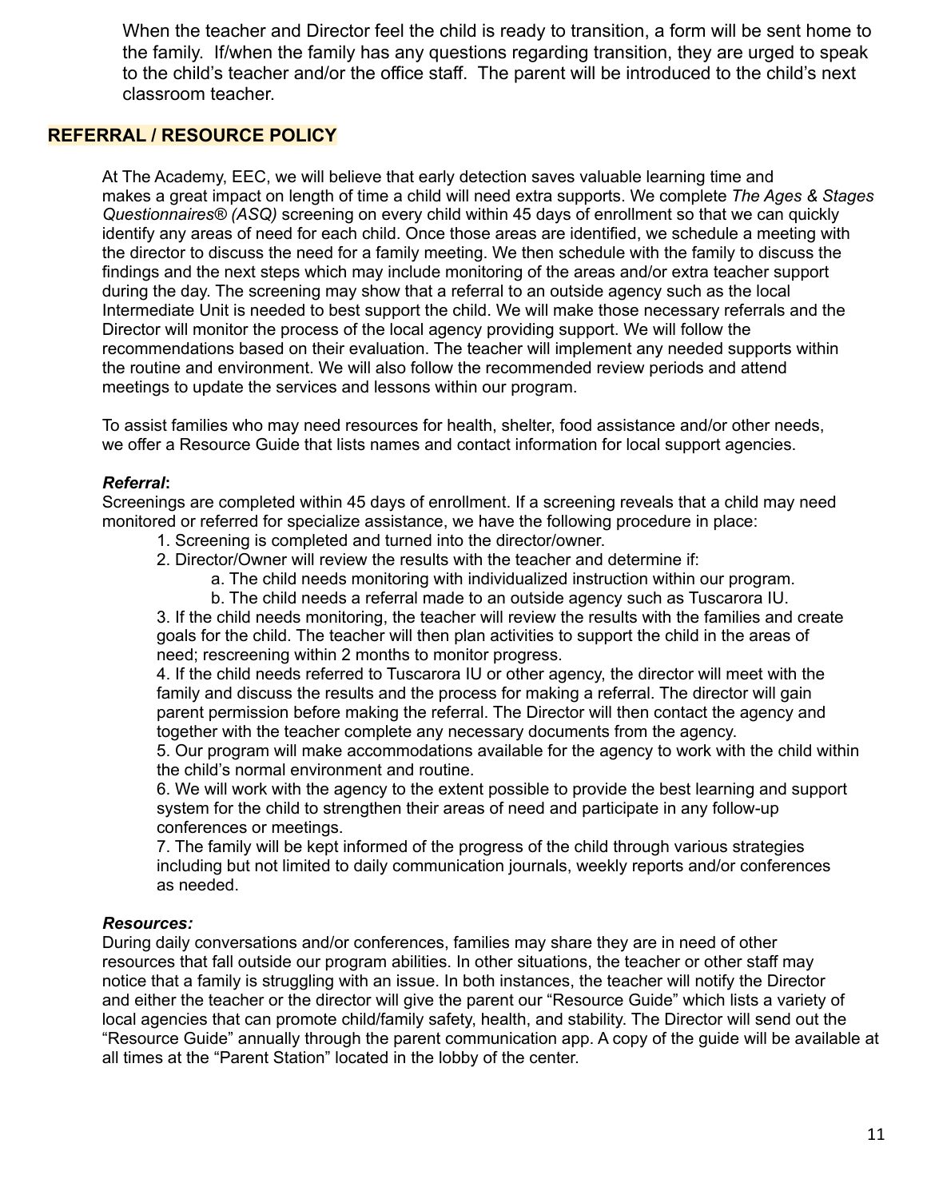When the teacher and Director feel the child is ready to transition, a form will be sent home to the family. If/when the family has any questions regarding transition, they are urged to speak to the child's teacher and/or the office staff. The parent will be introduced to the child's next classroom teacher.

## REFERRAL / RESOURCE POLICY

At The Academy, EEC, we will believe that early detection saves valuable learning time and makes a great impact on length of time a child will need extra supports. We complete *The Ages & Stages Questionnaires® (ASQ)* screening on every child within 45 days of enrollment so that we can quickly identify any areas of need for each child. Once those areas are identified, we schedule a meeting with the director to discuss the need for a family meeting. We then schedule with the family to discuss the findings and the next steps which may include monitoring of the areas and/or extra teacher support during the day. The screening may show that a referral to an outside agency such as the local Intermediate Unit is needed to best support the child. We will make those necessary referrals and the Director will monitor the process of the local agency providing support. We will follow the recommendations based on their evaluation. The teacher will implement any needed supports within the routine and environment. We will also follow the recommended review periods and attend meetings to update the services and lessons within our program.

To assist families who may need resources for health, shelter, food assistance and/or other needs, we offer a Resource Guide that lists names and contact information for local support agencies.

***Referral*:**

Screenings are completed within 45 days of enrollment. If a screening reveals that a child may need monitored or referred for specialize assistance, we have the following procedure in place:

1. Screening is completed and turned into the director/owner.
2. Director/Owner will review the results with the teacher and determine if:
   a. The child needs monitoring with individualized instruction within our program.
   b. The child needs a referral made to an outside agency such as Tuscarora IU.
3. If the child needs monitoring, the teacher will review the results with the families and create goals for the child. The teacher will then plan activities to support the child in the areas of need; rescreening within 2 months to monitor progress.
4. If the child needs referred to Tuscarora IU or other agency, the director will meet with the family and discuss the results and the process for making a referral. The director will gain parent permission before making the referral. The Director will then contact the agency and together with the teacher complete any necessary documents from the agency.
5. Our program will make accommodations available for the agency to work with the child within the child's normal environment and routine.
6. We will work with the agency to the extent possible to provide the best learning and support system for the child to strengthen their areas of need and participate in any follow-up conferences or meetings.
7. The family will be kept informed of the progress of the child through various strategies including but not limited to daily communication journals, weekly reports and/or conferences as needed.

***Resources:***

During daily conversations and/or conferences, families may share they are in need of other resources that fall outside our program abilities. In other situations, the teacher or other staff may notice that a family is struggling with an issue. In both instances, the teacher will notify the Director and either the teacher or the director will give the parent our "Resource Guide" which lists a variety of local agencies that can promote child/family safety, health, and stability. The Director will send out the "Resource Guide" annually through the parent communication app. A copy of the guide will be available at all times at the "Parent Station" located in the lobby of the center.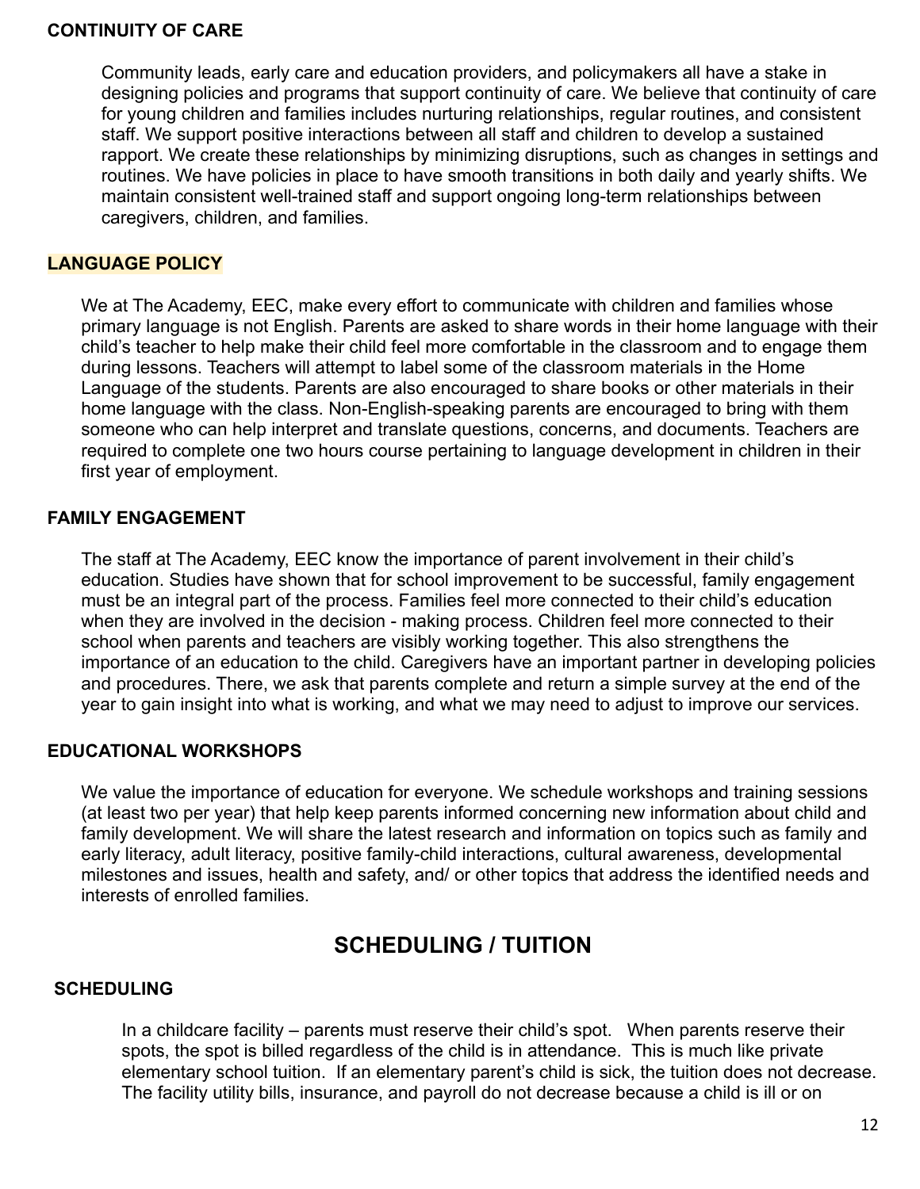### CONTINUITY OF CARE

Community leads, early care and education providers, and policymakers all have a stake in designing policies and programs that support continuity of care. We believe that continuity of care for young children and families includes nurturing relationships, regular routines, and consistent staff. We support positive interactions between all staff and children to develop a sustained rapport. We create these relationships by minimizing disruptions, such as changes in settings and routines. We have policies in place to have smooth transitions in both daily and yearly shifts. We maintain consistent well-trained staff and support ongoing long-term relationships between caregivers, children, and families.

### LANGUAGE POLICY

We at The Academy, EEC, make every effort to communicate with children and families whose primary language is not English. Parents are asked to share words in their home language with their child's teacher to help make their child feel more comfortable in the classroom and to engage them during lessons. Teachers will attempt to label some of the classroom materials in the Home Language of the students. Parents are also encouraged to share books or other materials in their home language with the class. Non-English-speaking parents are encouraged to bring with them someone who can help interpret and translate questions, concerns, and documents. Teachers are required to complete one two hours course pertaining to language development in children in their first year of employment.

### FAMILY ENGAGEMENT

The staff at The Academy, EEC know the importance of parent involvement in their child's education. Studies have shown that for school improvement to be successful, family engagement must be an integral part of the process. Families feel more connected to their child's education when they are involved in the decision - making process. Children feel more connected to their school when parents and teachers are visibly working together. This also strengthens the importance of an education to the child. Caregivers have an important partner in developing policies and procedures. There, we ask that parents complete and return a simple survey at the end of the year to gain insight into what is working, and what we may need to adjust to improve our services.

### EDUCATIONAL WORKSHOPS

We value the importance of education for everyone. We schedule workshops and training sessions (at least two per year) that help keep parents informed concerning new information about child and family development. We will share the latest research and information on topics such as family and early literacy, adult literacy, positive family-child interactions, cultural awareness, developmental milestones and issues, health and safety, and/ or other topics that address the identified needs and interests of enrolled families.

## SCHEDULING / TUITION

### SCHEDULING

In a childcare facility – parents must reserve their child's spot. When parents reserve their spots, the spot is billed regardless of the child is in attendance. This is much like private elementary school tuition. If an elementary parent's child is sick, the tuition does not decrease. The facility utility bills, insurance, and payroll do not decrease because a child is ill or on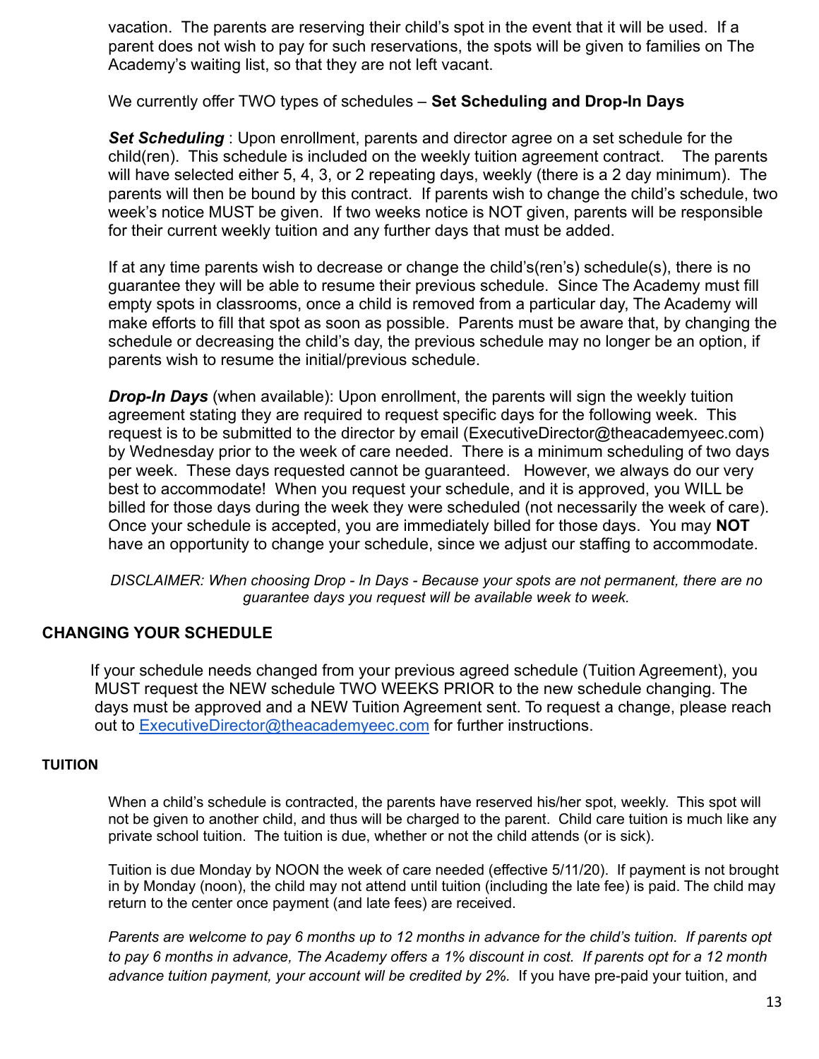vacation. The parents are reserving their child's spot in the event that it will be used. If a parent does not wish to pay for such reservations, the spots will be given to families on The Academy's waiting list, so that they are not left vacant.

We currently offer TWO types of schedules – **Set Scheduling and Drop-In Days**

***Set Scheduling*** : Upon enrollment, parents and director agree on a set schedule for the child(ren). This schedule is included on the weekly tuition agreement contract. The parents will have selected either 5, 4, 3, or 2 repeating days, weekly (there is a 2 day minimum). The parents will then be bound by this contract. If parents wish to change the child's schedule, two week's notice MUST be given. If two weeks notice is NOT given, parents will be responsible for their current weekly tuition and any further days that must be added.

If at any time parents wish to decrease or change the child's(ren's) schedule(s), there is no guarantee they will be able to resume their previous schedule. Since The Academy must fill empty spots in classrooms, once a child is removed from a particular day, The Academy will make efforts to fill that spot as soon as possible. Parents must be aware that, by changing the schedule or decreasing the child's day, the previous schedule may no longer be an option, if parents wish to resume the initial/previous schedule.

***Drop-In Days*** (when available): Upon enrollment, the parents will sign the weekly tuition agreement stating they are required to request specific days for the following week. This request is to be submitted to the director by email (ExecutiveDirector@theacademyeec.com) by Wednesday prior to the week of care needed. There is a minimum scheduling of two days per week. These days requested cannot be guaranteed. However, we always do our very best to accommodate! When you request your schedule, and it is approved, you WILL be billed for those days during the week they were scheduled (not necessarily the week of care). Once your schedule is accepted, you are immediately billed for those days. You may **NOT** have an opportunity to change your schedule, since we adjust our staffing to accommodate.

*DISCLAIMER: When choosing Drop - In Days - Because your spots are not permanent, there are no guarantee days you request will be available week to week.*

## CHANGING YOUR SCHEDULE

If your schedule needs changed from your previous agreed schedule (Tuition Agreement), you MUST request the NEW schedule TWO WEEKS PRIOR to the new schedule changing. The days must be approved and a NEW Tuition Agreement sent. To request a change, please reach out to ExecutiveDirector@theacademyeec.com for further instructions.

### TUITION

When a child's schedule is contracted, the parents have reserved his/her spot, weekly. This spot will not be given to another child, and thus will be charged to the parent. Child care tuition is much like any private school tuition. The tuition is due, whether or not the child attends (or is sick).

Tuition is due Monday by NOON the week of care needed (effective 5/11/20). If payment is not brought in by Monday (noon), the child may not attend until tuition (including the late fee) is paid. The child may return to the center once payment (and late fees) are received.

*Parents are welcome to pay 6 months up to 12 months in advance for the child's tuition. If parents opt to pay 6 months in advance, The Academy offers a 1% discount in cost. If parents opt for a 12 month advance tuition payment, your account will be credited by 2%.* If you have pre-paid your tuition, and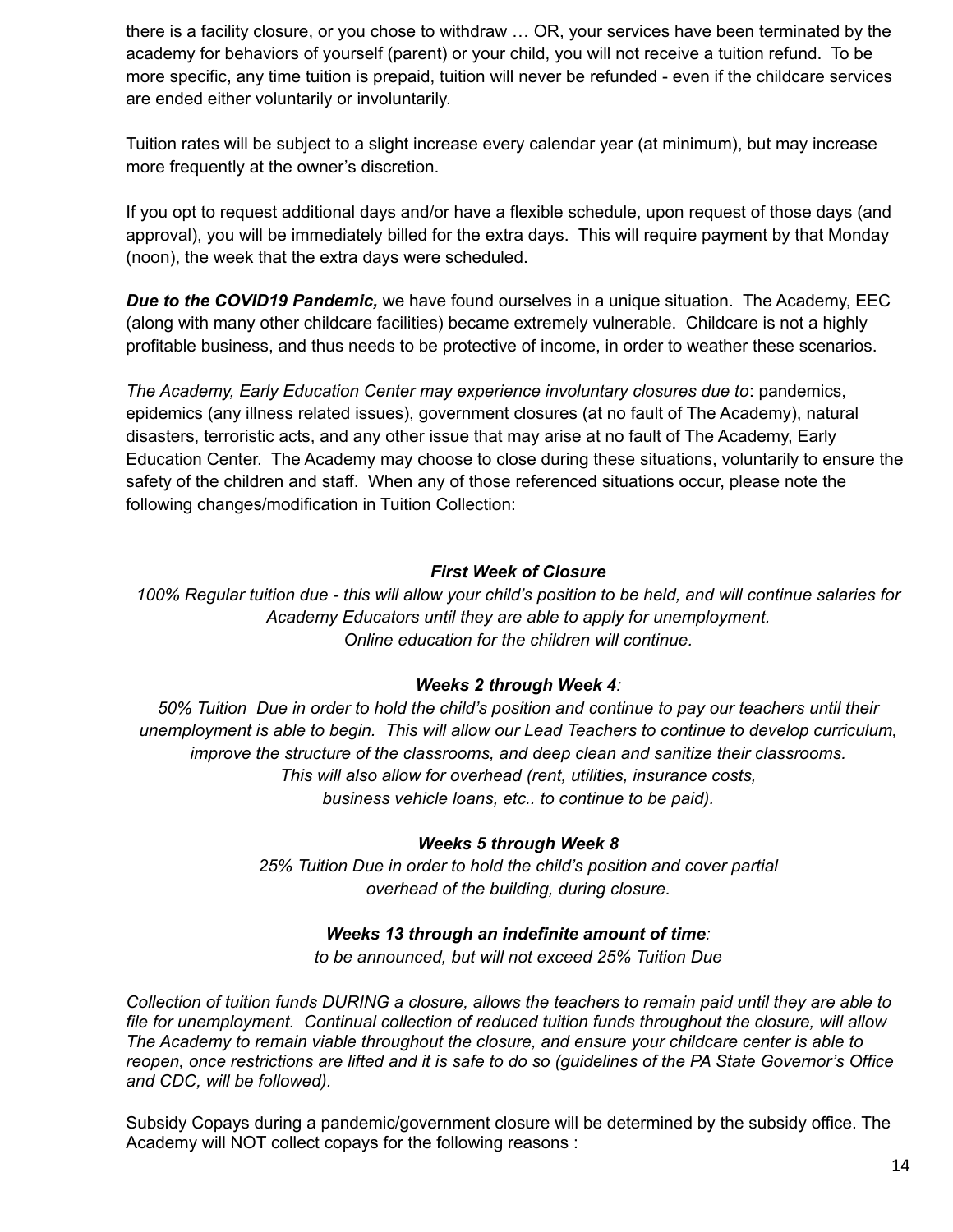there is a facility closure, or you chose to withdraw … OR, your services have been terminated by the academy for behaviors of yourself (parent) or your child, you will not receive a tuition refund. To be more specific, any time tuition is prepaid, tuition will never be refunded - even if the childcare services are ended either voluntarily or involuntarily.

Tuition rates will be subject to a slight increase every calendar year (at minimum), but may increase more frequently at the owner's discretion.

If you opt to request additional days and/or have a flexible schedule, upon request of those days (and approval), you will be immediately billed for the extra days. This will require payment by that Monday (noon), the week that the extra days were scheduled.

***Due to the COVID19 Pandemic,*** we have found ourselves in a unique situation. The Academy, EEC (along with many other childcare facilities) became extremely vulnerable. Childcare is not a highly profitable business, and thus needs to be protective of income, in order to weather these scenarios.

*The Academy, Early Education Center may experience involuntary closures due to*: pandemics, epidemics (any illness related issues), government closures (at no fault of The Academy), natural disasters, terroristic acts, and any other issue that may arise at no fault of The Academy, Early Education Center. The Academy may choose to close during these situations, voluntarily to ensure the safety of the children and staff. When any of those referenced situations occur, please note the following changes/modification in Tuition Collection:

***First Week of Closure***

*100% Regular tuition due - this will allow your child's position to be held, and will continue salaries for Academy Educators until they are able to apply for unemployment.*
*Online education for the children will continue.*

***Weeks 2 through Week 4:***

*50% Tuition Due in order to hold the child's position and continue to pay our teachers until their unemployment is able to begin. This will allow our Lead Teachers to continue to develop curriculum, improve the structure of the classrooms, and deep clean and sanitize their classrooms.*
*This will also allow for overhead (rent, utilities, insurance costs, business vehicle loans, etc.. to continue to be paid).*

***Weeks 5 through Week 8***

*25% Tuition Due in order to hold the child's position and cover partial overhead of the building, during closure.*

***Weeks 13 through an indefinite amount of time:***

*to be announced, but will not exceed 25% Tuition Due*

*Collection of tuition funds DURING a closure, allows the teachers to remain paid until they are able to file for unemployment. Continual collection of reduced tuition funds throughout the closure, will allow The Academy to remain viable throughout the closure, and ensure your childcare center is able to reopen, once restrictions are lifted and it is safe to do so (guidelines of the PA State Governor's Office and CDC, will be followed).*

Subsidy Copays during a pandemic/government closure will be determined by the subsidy office. The Academy will NOT collect copays for the following reasons :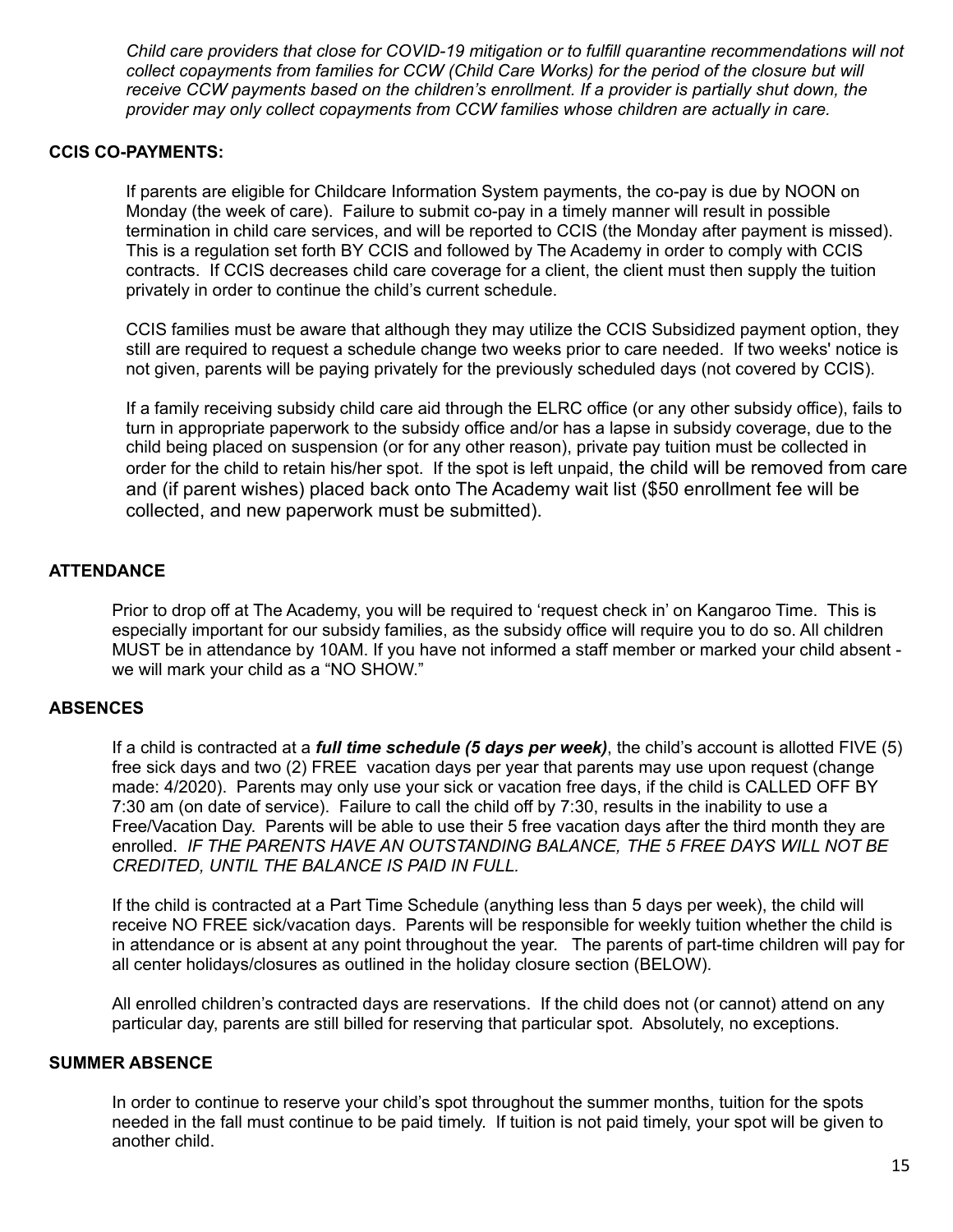*Child care providers that close for COVID-19 mitigation or to fulfill quarantine recommendations will not collect copayments from families for CCW (Child Care Works) for the period of the closure but will receive CCW payments based on the children's enrollment. If a provider is partially shut down, the provider may only collect copayments from CCW families whose children are actually in care.*

**CCIS CO-PAYMENTS:**

If parents are eligible for Childcare Information System payments, the co-pay is due by NOON on Monday (the week of care). Failure to submit co-pay in a timely manner will result in possible termination in child care services, and will be reported to CCIS (the Monday after payment is missed). This is a regulation set forth BY CCIS and followed by The Academy in order to comply with CCIS contracts. If CCIS decreases child care coverage for a client, the client must then supply the tuition privately in order to continue the child's current schedule.

CCIS families must be aware that although they may utilize the CCIS Subsidized payment option, they still are required to request a schedule change two weeks prior to care needed. If two weeks' notice is not given, parents will be paying privately for the previously scheduled days (not covered by CCIS).

If a family receiving subsidy child care aid through the ELRC office (or any other subsidy office), fails to turn in appropriate paperwork to the subsidy office and/or has a lapse in subsidy coverage, due to the child being placed on suspension (or for any other reason), private pay tuition must be collected in order for the child to retain his/her spot. If the spot is left unpaid, the child will be removed from care and (if parent wishes) placed back onto The Academy wait list ($50 enrollment fee will be collected, and new paperwork must be submitted).

**ATTENDANCE**

Prior to drop off at The Academy, you will be required to 'request check in' on Kangaroo Time. This is especially important for our subsidy families, as the subsidy office will require you to do so. All children MUST be in attendance by 10AM. If you have not informed a staff member or marked your child absent - we will mark your child as a "NO SHOW."

**ABSENCES**

If a child is contracted at a ***full time schedule (5 days per week)***, the child's account is allotted FIVE (5) free sick days and two (2) FREE vacation days per year that parents may use upon request (change made: 4/2020). Parents may only use your sick or vacation free days, if the child is CALLED OFF BY 7:30 am (on date of service). Failure to call the child off by 7:30, results in the inability to use a Free/Vacation Day. Parents will be able to use their 5 free vacation days after the third month they are enrolled. *IF THE PARENTS HAVE AN OUTSTANDING BALANCE, THE 5 FREE DAYS WILL NOT BE CREDITED, UNTIL THE BALANCE IS PAID IN FULL.*

If the child is contracted at a Part Time Schedule (anything less than 5 days per week), the child will receive NO FREE sick/vacation days. Parents will be responsible for weekly tuition whether the child is in attendance or is absent at any point throughout the year. The parents of part-time children will pay for all center holidays/closures as outlined in the holiday closure section (BELOW).

All enrolled children's contracted days are reservations. If the child does not (or cannot) attend on any particular day, parents are still billed for reserving that particular spot. Absolutely, no exceptions.

**SUMMER ABSENCE**

In order to continue to reserve your child's spot throughout the summer months, tuition for the spots needed in the fall must continue to be paid timely. If tuition is not paid timely, your spot will be given to another child.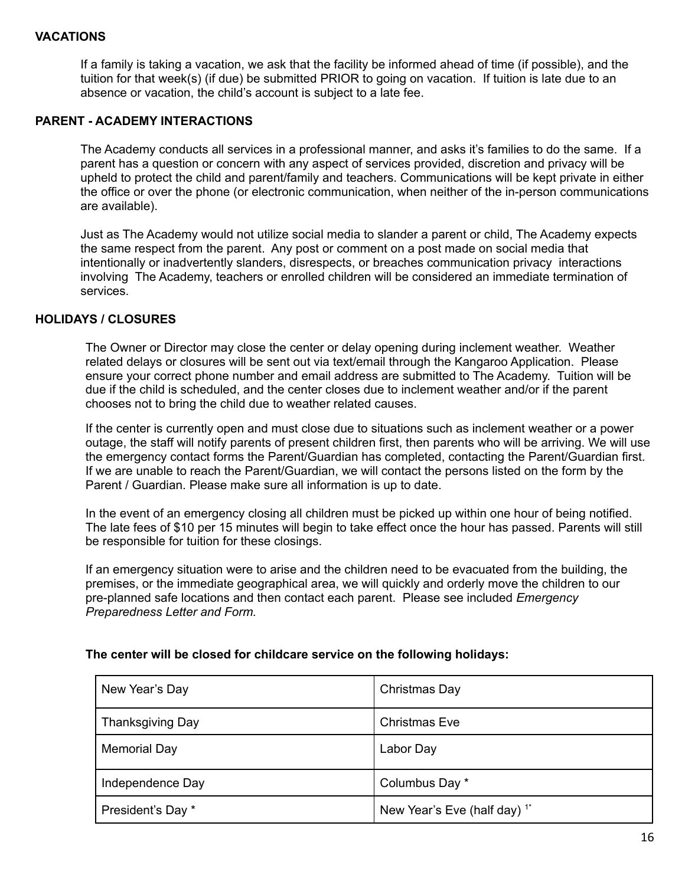### VACATIONS

If a family is taking a vacation, we ask that the facility be informed ahead of time (if possible), and the tuition for that week(s) (if due) be submitted PRIOR to going on vacation. If tuition is late due to an absence or vacation, the child's account is subject to a late fee.

### PARENT - ACADEMY INTERACTIONS

The Academy conducts all services in a professional manner, and asks it's families to do the same. If a parent has a question or concern with any aspect of services provided, discretion and privacy will be upheld to protect the child and parent/family and teachers. Communications will be kept private in either the office or over the phone (or electronic communication, when neither of the in-person communications are available).

Just as The Academy would not utilize social media to slander a parent or child, The Academy expects the same respect from the parent. Any post or comment on a post made on social media that intentionally or inadvertently slanders, disrespects, or breaches communication privacy interactions involving The Academy, teachers or enrolled children will be considered an immediate termination of services.

### HOLIDAYS / CLOSURES

The Owner or Director may close the center or delay opening during inclement weather. Weather related delays or closures will be sent out via text/email through the Kangaroo Application. Please ensure your correct phone number and email address are submitted to The Academy. Tuition will be due if the child is scheduled, and the center closes due to inclement weather and/or if the parent chooses not to bring the child due to weather related causes.

If the center is currently open and must close due to situations such as inclement weather or a power outage, the staff will notify parents of present children first, then parents who will be arriving. We will use the emergency contact forms the Parent/Guardian has completed, contacting the Parent/Guardian first. If we are unable to reach the Parent/Guardian, we will contact the persons listed on the form by the Parent / Guardian. Please make sure all information is up to date.

In the event of an emergency closing all children must be picked up within one hour of being notified. The late fees of $10 per 15 minutes will begin to take effect once the hour has passed. Parents will still be responsible for tuition for these closings.

If an emergency situation were to arise and the children need to be evacuated from the building, the premises, or the immediate geographical area, we will quickly and orderly move the children to our pre-planned safe locations and then contact each parent. Please see included *Emergency Preparedness Letter and Form.*

**The center will be closed for childcare service on the following holidays:**

| | |
|---|---|
| New Year's Day | Christmas Day |
| Thanksgiving Day | Christmas Eve |
| Memorial Day | Labor Day |
| Independence Day | Columbus Day * |
| President's Day * | New Year's Eve (half day) [1*] |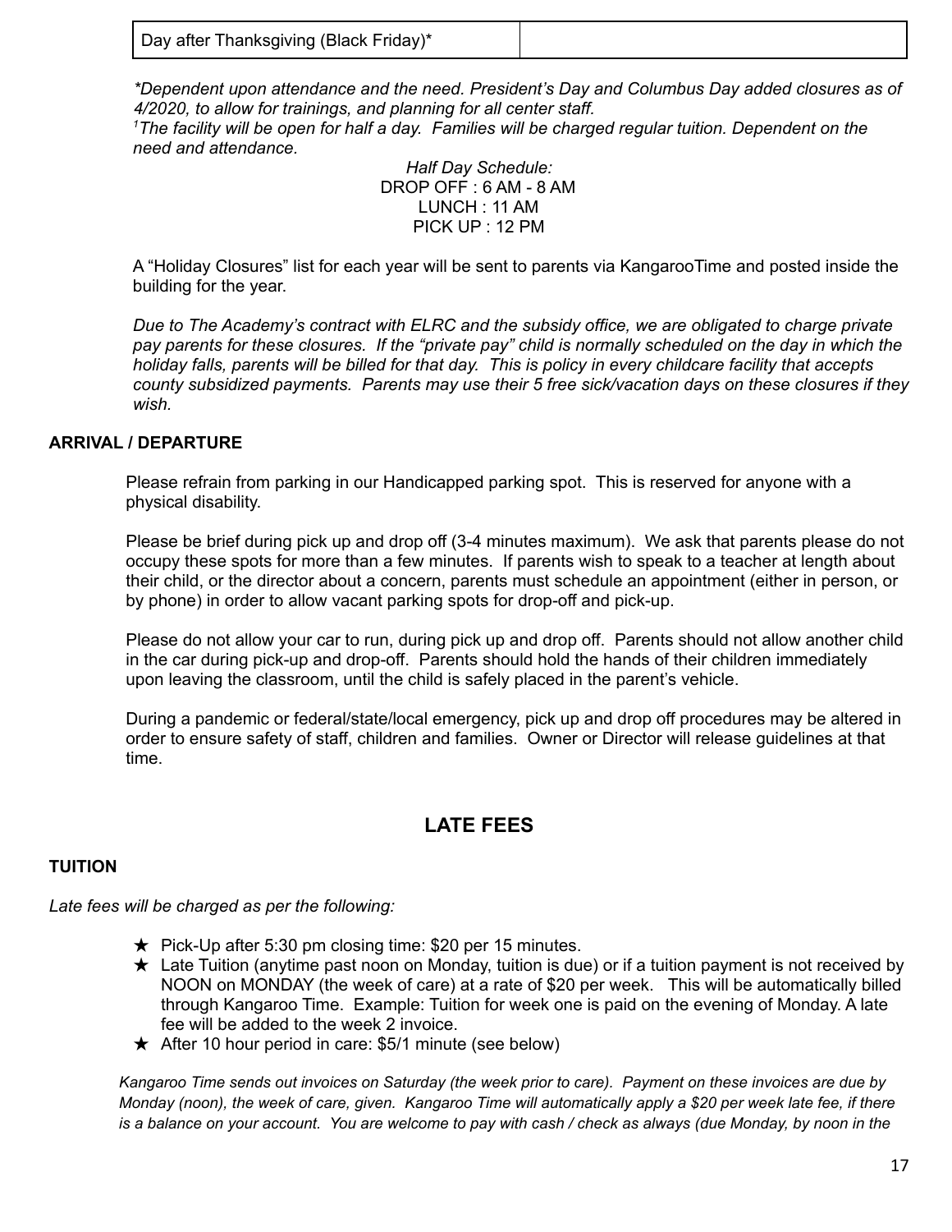| Day after Thanksgiving (Black Friday)* | |
|---|---|

*\*Dependent upon attendance and the need. President's Day and Columbus Day added closures as of 4/2020, to allow for trainings, and planning for all center staff.*
*[1]The facility will be open for half a day. Families will be charged regular tuition. Dependent on the need and attendance.*

*Half Day Schedule:*
DROP OFF : 6 AM - 8 AM
LUNCH : 11 AM
PICK UP : 12 PM

A "Holiday Closures" list for each year will be sent to parents via KangarooTime and posted inside the building for the year.

*Due to The Academy's contract with ELRC and the subsidy office, we are obligated to charge private pay parents for these closures. If the "private pay" child is normally scheduled on the day in which the holiday falls, parents will be billed for that day. This is policy in every childcare facility that accepts county subsidized payments. Parents may use their 5 free sick/vacation days on these closures if they wish.*

### ARRIVAL / DEPARTURE

Please refrain from parking in our Handicapped parking spot. This is reserved for anyone with a physical disability.

Please be brief during pick up and drop off (3-4 minutes maximum). We ask that parents please do not occupy these spots for more than a few minutes. If parents wish to speak to a teacher at length about their child, or the director about a concern, parents must schedule an appointment (either in person, or by phone) in order to allow vacant parking spots for drop-off and pick-up.

Please do not allow your car to run, during pick up and drop off. Parents should not allow another child in the car during pick-up and drop-off. Parents should hold the hands of their children immediately upon leaving the classroom, until the child is safely placed in the parent's vehicle.

During a pandemic or federal/state/local emergency, pick up and drop off procedures may be altered in order to ensure safety of staff, children and families. Owner or Director will release guidelines at that time.

## LATE FEES

### TUITION

*Late fees will be charged as per the following:*

- ★ Pick-Up after 5:30 pm closing time: $20 per 15 minutes.
- ★ Late Tuition (anytime past noon on Monday, tuition is due) or if a tuition payment is not received by NOON on MONDAY (the week of care) at a rate of $20 per week. This will be automatically billed through Kangaroo Time. Example: Tuition for week one is paid on the evening of Monday. A late fee will be added to the week 2 invoice.
- ★ After 10 hour period in care: $5/1 minute (see below)

*Kangaroo Time sends out invoices on Saturday (the week prior to care). Payment on these invoices are due by Monday (noon), the week of care, given. Kangaroo Time will automatically apply a $20 per week late fee, if there is a balance on your account. You are welcome to pay with cash / check as always (due Monday, by noon in the*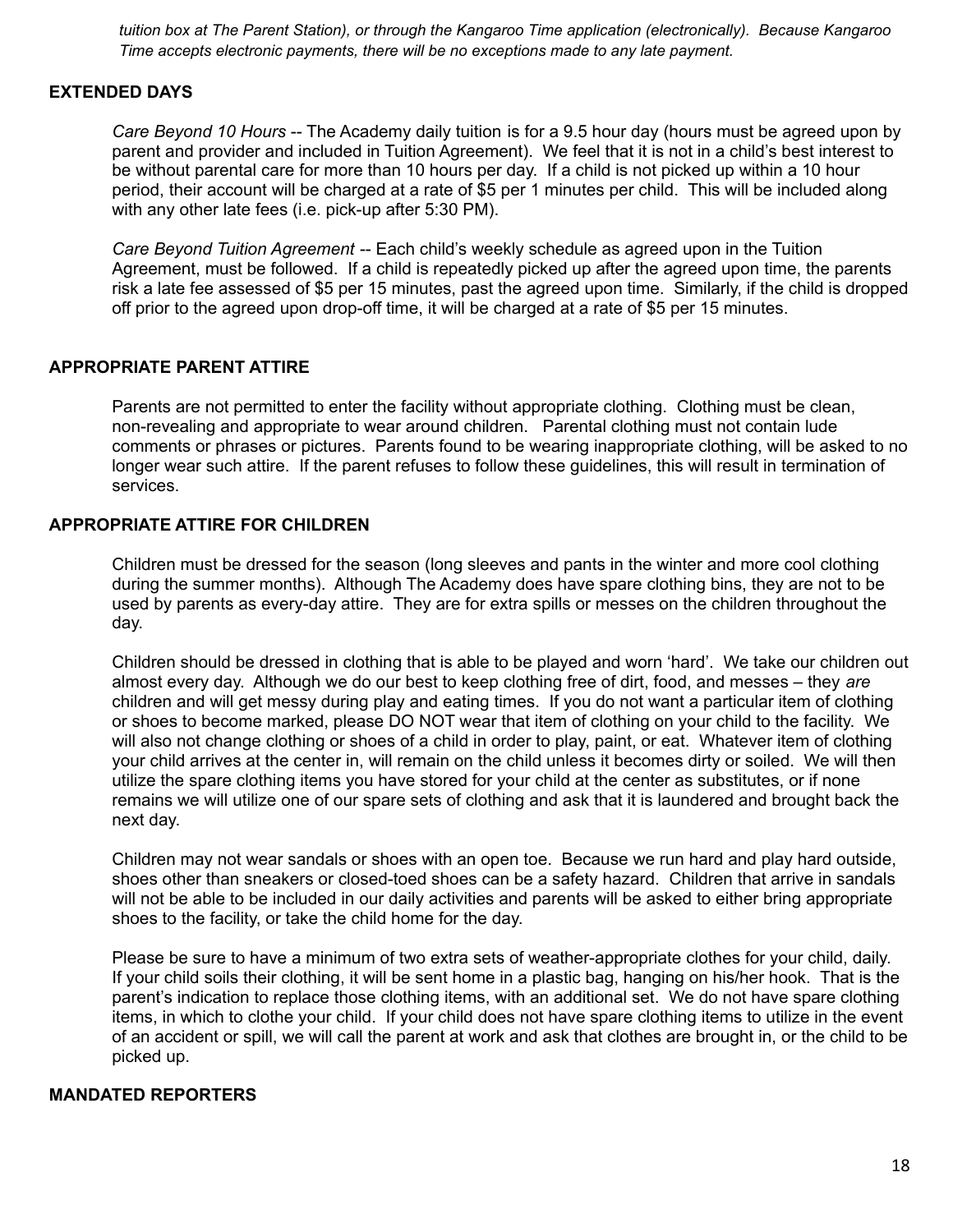*tuition box at The Parent Station), or through the Kangaroo Time application (electronically). Because Kangaroo Time accepts electronic payments, there will be no exceptions made to any late payment.*

## EXTENDED DAYS

*Care Beyond 10 Hours* -- The Academy daily tuition is for a 9.5 hour day (hours must be agreed upon by parent and provider and included in Tuition Agreement). We feel that it is not in a child's best interest to be without parental care for more than 10 hours per day. If a child is not picked up within a 10 hour period, their account will be charged at a rate of $5 per 1 minutes per child. This will be included along with any other late fees (i.e. pick-up after 5:30 PM).

*Care Beyond Tuition Agreement* -- Each child's weekly schedule as agreed upon in the Tuition Agreement, must be followed. If a child is repeatedly picked up after the agreed upon time, the parents risk a late fee assessed of $5 per 15 minutes, past the agreed upon time. Similarly, if the child is dropped off prior to the agreed upon drop-off time, it will be charged at a rate of $5 per 15 minutes.

## APPROPRIATE PARENT ATTIRE

Parents are not permitted to enter the facility without appropriate clothing. Clothing must be clean, non-revealing and appropriate to wear around children. Parental clothing must not contain lude comments or phrases or pictures. Parents found to be wearing inappropriate clothing, will be asked to no longer wear such attire. If the parent refuses to follow these guidelines, this will result in termination of services.

## APPROPRIATE ATTIRE FOR CHILDREN

Children must be dressed for the season (long sleeves and pants in the winter and more cool clothing during the summer months). Although The Academy does have spare clothing bins, they are not to be used by parents as every-day attire. They are for extra spills or messes on the children throughout the day.

Children should be dressed in clothing that is able to be played and worn 'hard'. We take our children out almost every day. Although we do our best to keep clothing free of dirt, food, and messes – they *are* children and will get messy during play and eating times. If you do not want a particular item of clothing or shoes to become marked, please DO NOT wear that item of clothing on your child to the facility. We will also not change clothing or shoes of a child in order to play, paint, or eat. Whatever item of clothing your child arrives at the center in, will remain on the child unless it becomes dirty or soiled. We will then utilize the spare clothing items you have stored for your child at the center as substitutes, or if none remains we will utilize one of our spare sets of clothing and ask that it is laundered and brought back the next day.

Children may not wear sandals or shoes with an open toe. Because we run hard and play hard outside, shoes other than sneakers or closed-toed shoes can be a safety hazard. Children that arrive in sandals will not be able to be included in our daily activities and parents will be asked to either bring appropriate shoes to the facility, or take the child home for the day.

Please be sure to have a minimum of two extra sets of weather-appropriate clothes for your child, daily. If your child soils their clothing, it will be sent home in a plastic bag, hanging on his/her hook. That is the parent's indication to replace those clothing items, with an additional set. We do not have spare clothing items, in which to clothe your child. If your child does not have spare clothing items to utilize in the event of an accident or spill, we will call the parent at work and ask that clothes are brought in, or the child to be picked up.

## MANDATED REPORTERS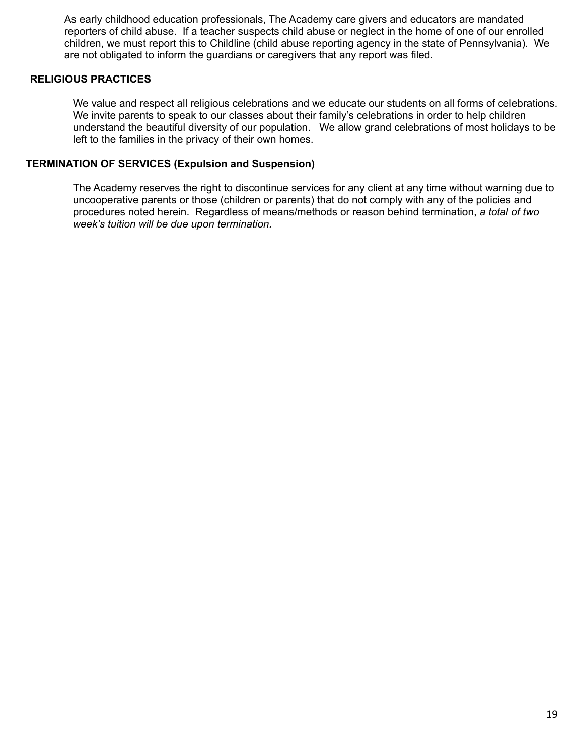As early childhood education professionals, The Academy care givers and educators are mandated reporters of child abuse. If a teacher suspects child abuse or neglect in the home of one of our enrolled children, we must report this to Childline (child abuse reporting agency in the state of Pennsylvania). We are not obligated to inform the guardians or caregivers that any report was filed.

## RELIGIOUS PRACTICES

We value and respect all religious celebrations and we educate our students on all forms of celebrations. We invite parents to speak to our classes about their family's celebrations in order to help children understand the beautiful diversity of our population. We allow grand celebrations of most holidays to be left to the families in the privacy of their own homes.

## TERMINATION OF SERVICES (Expulsion and Suspension)

The Academy reserves the right to discontinue services for any client at any time without warning due to uncooperative parents or those (children or parents) that do not comply with any of the policies and procedures noted herein. Regardless of means/methods or reason behind termination, *a total of two week's tuition will be due upon termination*.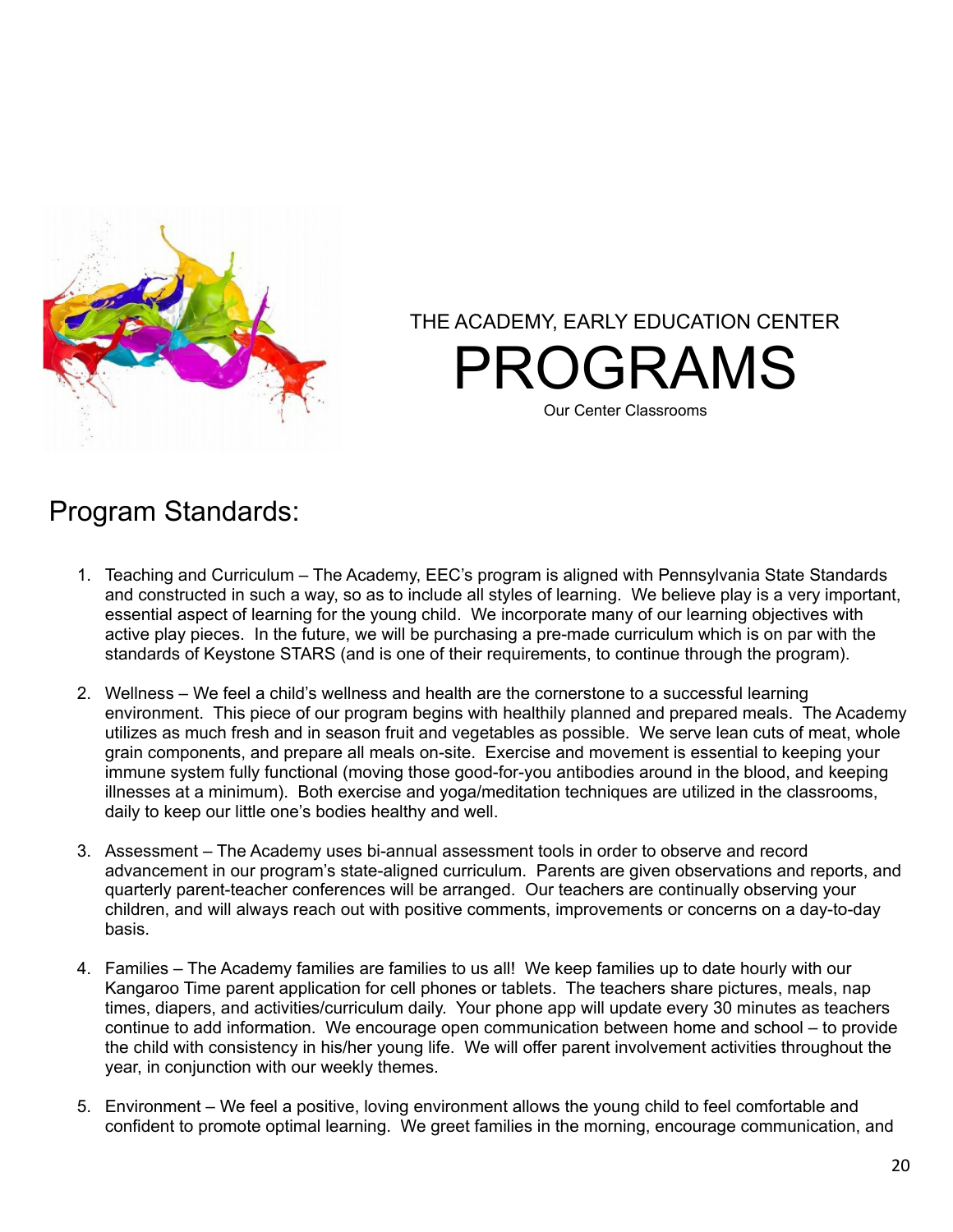THE ACADEMY, EARLY EDUCATION CENTER

# PROGRAMS

Our Center Classrooms

## Program Standards:

1. Teaching and Curriculum – The Academy, EEC's program is aligned with Pennsylvania State Standards and constructed in such a way, so as to include all styles of learning. We believe play is a very important, essential aspect of learning for the young child. We incorporate many of our learning objectives with active play pieces. In the future, we will be purchasing a pre-made curriculum which is on par with the standards of Keystone STARS (and is one of their requirements, to continue through the program).

2. Wellness – We feel a child's wellness and health are the cornerstone to a successful learning environment. This piece of our program begins with healthily planned and prepared meals. The Academy utilizes as much fresh and in season fruit and vegetables as possible. We serve lean cuts of meat, whole grain components, and prepare all meals on-site. Exercise and movement is essential to keeping your immune system fully functional (moving those good-for-you antibodies around in the blood, and keeping illnesses at a minimum). Both exercise and yoga/meditation techniques are utilized in the classrooms, daily to keep our little one's bodies healthy and well.

3. Assessment – The Academy uses bi-annual assessment tools in order to observe and record advancement in our program's state-aligned curriculum. Parents are given observations and reports, and quarterly parent-teacher conferences will be arranged. Our teachers are continually observing your children, and will always reach out with positive comments, improvements or concerns on a day-to-day basis.

4. Families – The Academy families are families to us all! We keep families up to date hourly with our Kangaroo Time parent application for cell phones or tablets. The teachers share pictures, meals, nap times, diapers, and activities/curriculum daily. Your phone app will update every 30 minutes as teachers continue to add information. We encourage open communication between home and school – to provide the child with consistency in his/her young life. We will offer parent involvement activities throughout the year, in conjunction with our weekly themes.

5. Environment – We feel a positive, loving environment allows the young child to feel comfortable and confident to promote optimal learning. We greet families in the morning, encourage communication, and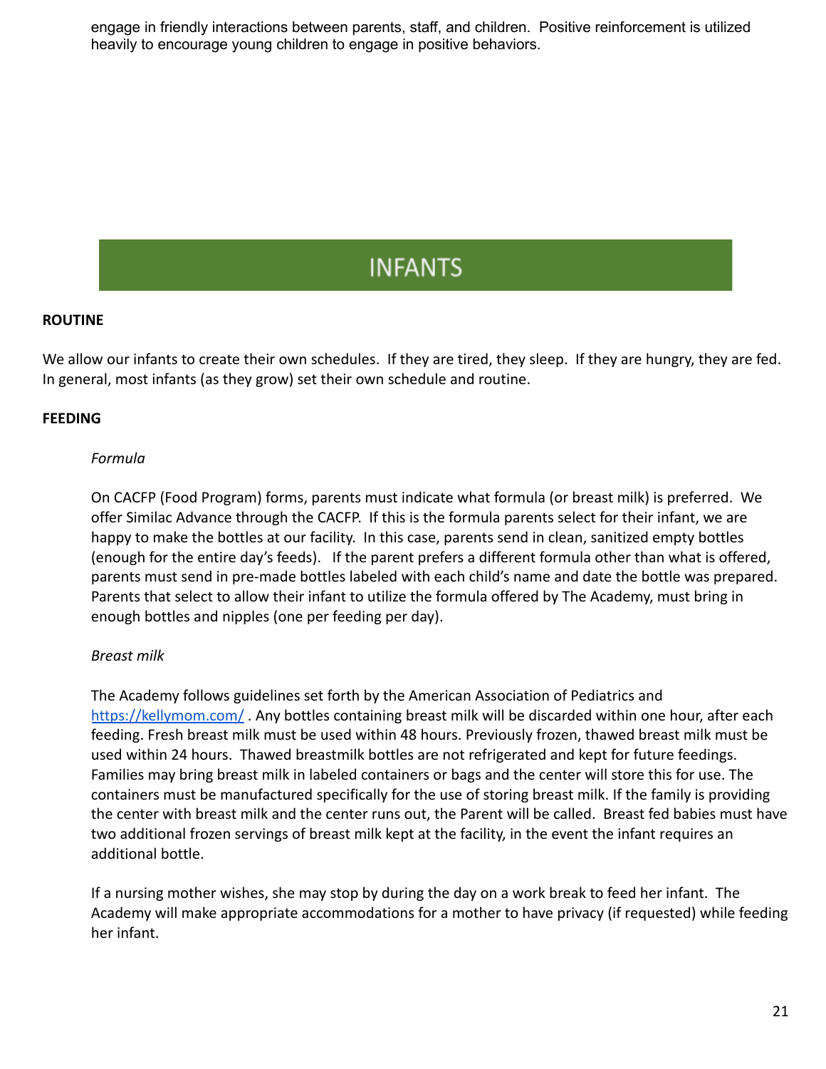engage in friendly interactions between parents, staff, and children. Positive reinforcement is utilized heavily to encourage young children to engage in positive behaviors.

# INFANTS

**ROUTINE**

We allow our infants to create their own schedules. If they are tired, they sleep. If they are hungry, they are fed. In general, most infants (as they grow) set their own schedule and routine.

**FEEDING**

*Formula*

On CACFP (Food Program) forms, parents must indicate what formula (or breast milk) is preferred. We offer Similac Advance through the CACFP. If this is the formula parents select for their infant, we are happy to make the bottles at our facility. In this case, parents send in clean, sanitized empty bottles (enough for the entire day's feeds). If the parent prefers a different formula other than what is offered, parents must send in pre-made bottles labeled with each child's name and date the bottle was prepared. Parents that select to allow their infant to utilize the formula offered by The Academy, must bring in enough bottles and nipples (one per feeding per day).

*Breast milk*

The Academy follows guidelines set forth by the American Association of Pediatrics and [https://kellymom.com/](https://kellymom.com/) . Any bottles containing breast milk will be discarded within one hour, after each feeding. Fresh breast milk must be used within 48 hours. Previously frozen, thawed breast milk must be used within 24 hours. Thawed breastmilk bottles are not refrigerated and kept for future feedings. Families may bring breast milk in labeled containers or bags and the center will store this for use. The containers must be manufactured specifically for the use of storing breast milk. If the family is providing the center with breast milk and the center runs out, the Parent will be called. Breast fed babies must have two additional frozen servings of breast milk kept at the facility, in the event the infant requires an additional bottle.

If a nursing mother wishes, she may stop by during the day on a work break to feed her infant. The Academy will make appropriate accommodations for a mother to have privacy (if requested) while feeding her infant.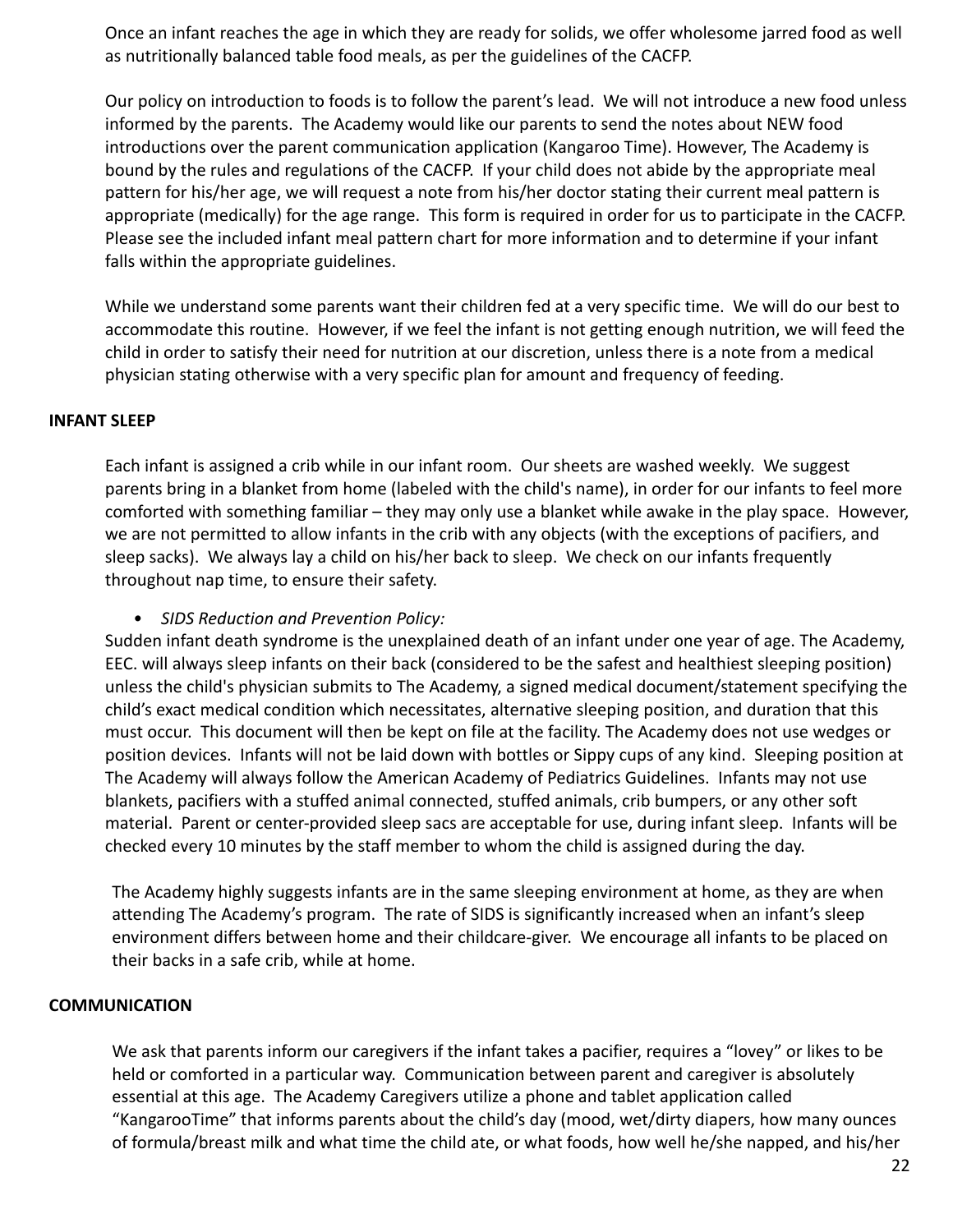Once an infant reaches the age in which they are ready for solids, we offer wholesome jarred food as well as nutritionally balanced table food meals, as per the guidelines of the CACFP.

Our policy on introduction to foods is to follow the parent's lead. We will not introduce a new food unless informed by the parents. The Academy would like our parents to send the notes about NEW food introductions over the parent communication application (Kangaroo Time). However, The Academy is bound by the rules and regulations of the CACFP. If your child does not abide by the appropriate meal pattern for his/her age, we will request a note from his/her doctor stating their current meal pattern is appropriate (medically) for the age range. This form is required in order for us to participate in the CACFP. Please see the included infant meal pattern chart for more information and to determine if your infant falls within the appropriate guidelines.

While we understand some parents want their children fed at a very specific time. We will do our best to accommodate this routine. However, if we feel the infant is not getting enough nutrition, we will feed the child in order to satisfy their need for nutrition at our discretion, unless there is a note from a medical physician stating otherwise with a very specific plan for amount and frequency of feeding.

## INFANT SLEEP

Each infant is assigned a crib while in our infant room. Our sheets are washed weekly. We suggest parents bring in a blanket from home (labeled with the child's name), in order for our infants to feel more comforted with something familiar – they may only use a blanket while awake in the play space. However, we are not permitted to allow infants in the crib with any objects (with the exceptions of pacifiers, and sleep sacks). We always lay a child on his/her back to sleep. We check on our infants frequently throughout nap time, to ensure their safety.

- *SIDS Reduction and Prevention Policy:*

Sudden infant death syndrome is the unexplained death of an infant under one year of age. The Academy, EEC. will always sleep infants on their back (considered to be the safest and healthiest sleeping position) unless the child's physician submits to The Academy, a signed medical document/statement specifying the child's exact medical condition which necessitates, alternative sleeping position, and duration that this must occur. This document will then be kept on file at the facility. The Academy does not use wedges or position devices. Infants will not be laid down with bottles or Sippy cups of any kind. Sleeping position at The Academy will always follow the American Academy of Pediatrics Guidelines. Infants may not use blankets, pacifiers with a stuffed animal connected, stuffed animals, crib bumpers, or any other soft material. Parent or center-provided sleep sacs are acceptable for use, during infant sleep. Infants will be checked every 10 minutes by the staff member to whom the child is assigned during the day.

The Academy highly suggests infants are in the same sleeping environment at home, as they are when attending The Academy's program. The rate of SIDS is significantly increased when an infant's sleep environment differs between home and their childcare-giver. We encourage all infants to be placed on their backs in a safe crib, while at home.

## COMMUNICATION

We ask that parents inform our caregivers if the infant takes a pacifier, requires a "lovey" or likes to be held or comforted in a particular way. Communication between parent and caregiver is absolutely essential at this age. The Academy Caregivers utilize a phone and tablet application called "KangarooTime" that informs parents about the child's day (mood, wet/dirty diapers, how many ounces of formula/breast milk and what time the child ate, or what foods, how well he/she napped, and his/her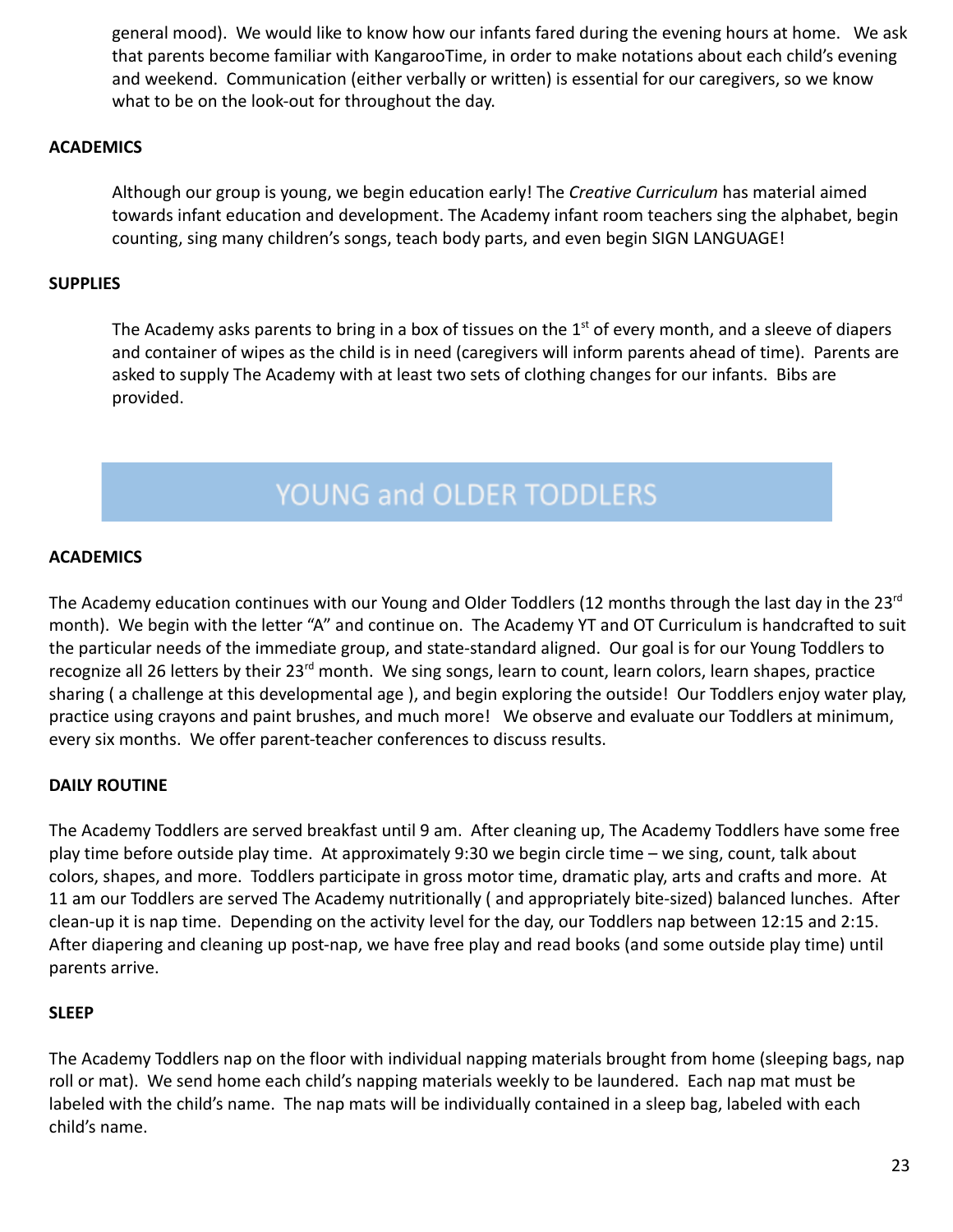general mood). We would like to know how our infants fared during the evening hours at home. We ask that parents become familiar with KangarooTime, in order to make notations about each child's evening and weekend. Communication (either verbally or written) is essential for our caregivers, so we know what to be on the look-out for throughout the day.

**ACADEMICS**

Although our group is young, we begin education early! The *Creative Curriculum* has material aimed towards infant education and development. The Academy infant room teachers sing the alphabet, begin counting, sing many children's songs, teach body parts, and even begin SIGN LANGUAGE!

**SUPPLIES**

The Academy asks parents to bring in a box of tissues on the 1st of every month, and a sleeve of diapers and container of wipes as the child is in need (caregivers will inform parents ahead of time). Parents are asked to supply The Academy with at least two sets of clothing changes for our infants. Bibs are provided.

## YOUNG and OLDER TODDLERS

**ACADEMICS**

The Academy education continues with our Young and Older Toddlers (12 months through the last day in the 23rd month). We begin with the letter "A" and continue on. The Academy YT and OT Curriculum is handcrafted to suit the particular needs of the immediate group, and state-standard aligned. Our goal is for our Young Toddlers to recognize all 26 letters by their 23rd month. We sing songs, learn to count, learn colors, learn shapes, practice sharing ( a challenge at this developmental age ), and begin exploring the outside! Our Toddlers enjoy water play, practice using crayons and paint brushes, and much more! We observe and evaluate our Toddlers at minimum, every six months. We offer parent-teacher conferences to discuss results.

**DAILY ROUTINE**

The Academy Toddlers are served breakfast until 9 am. After cleaning up, The Academy Toddlers have some free play time before outside play time. At approximately 9:30 we begin circle time – we sing, count, talk about colors, shapes, and more. Toddlers participate in gross motor time, dramatic play, arts and crafts and more. At 11 am our Toddlers are served The Academy nutritionally ( and appropriately bite-sized) balanced lunches. After clean-up it is nap time. Depending on the activity level for the day, our Toddlers nap between 12:15 and 2:15. After diapering and cleaning up post-nap, we have free play and read books (and some outside play time) until parents arrive.

**SLEEP**

The Academy Toddlers nap on the floor with individual napping materials brought from home (sleeping bags, nap roll or mat). We send home each child's napping materials weekly to be laundered. Each nap mat must be labeled with the child's name. The nap mats will be individually contained in a sleep bag, labeled with each child's name.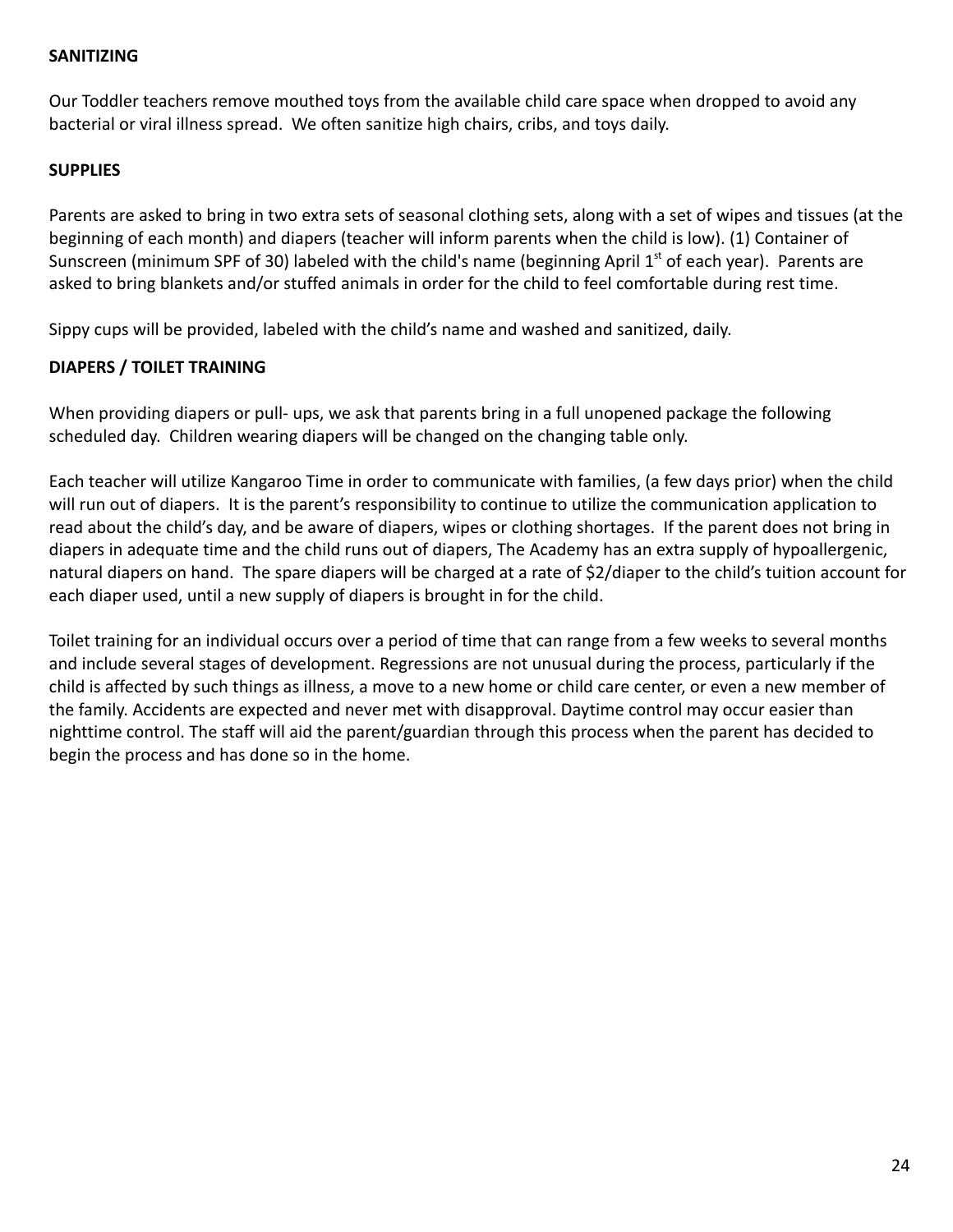**SANITIZING**

Our Toddler teachers remove mouthed toys from the available child care space when dropped to avoid any bacterial or viral illness spread. We often sanitize high chairs, cribs, and toys daily.

**SUPPLIES**

Parents are asked to bring in two extra sets of seasonal clothing sets, along with a set of wipes and tissues (at the beginning of each month) and diapers (teacher will inform parents when the child is low). (1) Container of Sunscreen (minimum SPF of 30) labeled with the child's name (beginning April 1st of each year). Parents are asked to bring blankets and/or stuffed animals in order for the child to feel comfortable during rest time.

Sippy cups will be provided, labeled with the child's name and washed and sanitized, daily.

**DIAPERS / TOILET TRAINING**

When providing diapers or pull- ups, we ask that parents bring in a full unopened package the following scheduled day. Children wearing diapers will be changed on the changing table only.

Each teacher will utilize Kangaroo Time in order to communicate with families, (a few days prior) when the child will run out of diapers. It is the parent's responsibility to continue to utilize the communication application to read about the child's day, and be aware of diapers, wipes or clothing shortages. If the parent does not bring in diapers in adequate time and the child runs out of diapers, The Academy has an extra supply of hypoallergenic, natural diapers on hand. The spare diapers will be charged at a rate of $2/diaper to the child's tuition account for each diaper used, until a new supply of diapers is brought in for the child.

Toilet training for an individual occurs over a period of time that can range from a few weeks to several months and include several stages of development. Regressions are not unusual during the process, particularly if the child is affected by such things as illness, a move to a new home or child care center, or even a new member of the family. Accidents are expected and never met with disapproval. Daytime control may occur easier than nighttime control. The staff will aid the parent/guardian through this process when the parent has decided to begin the process and has done so in the home.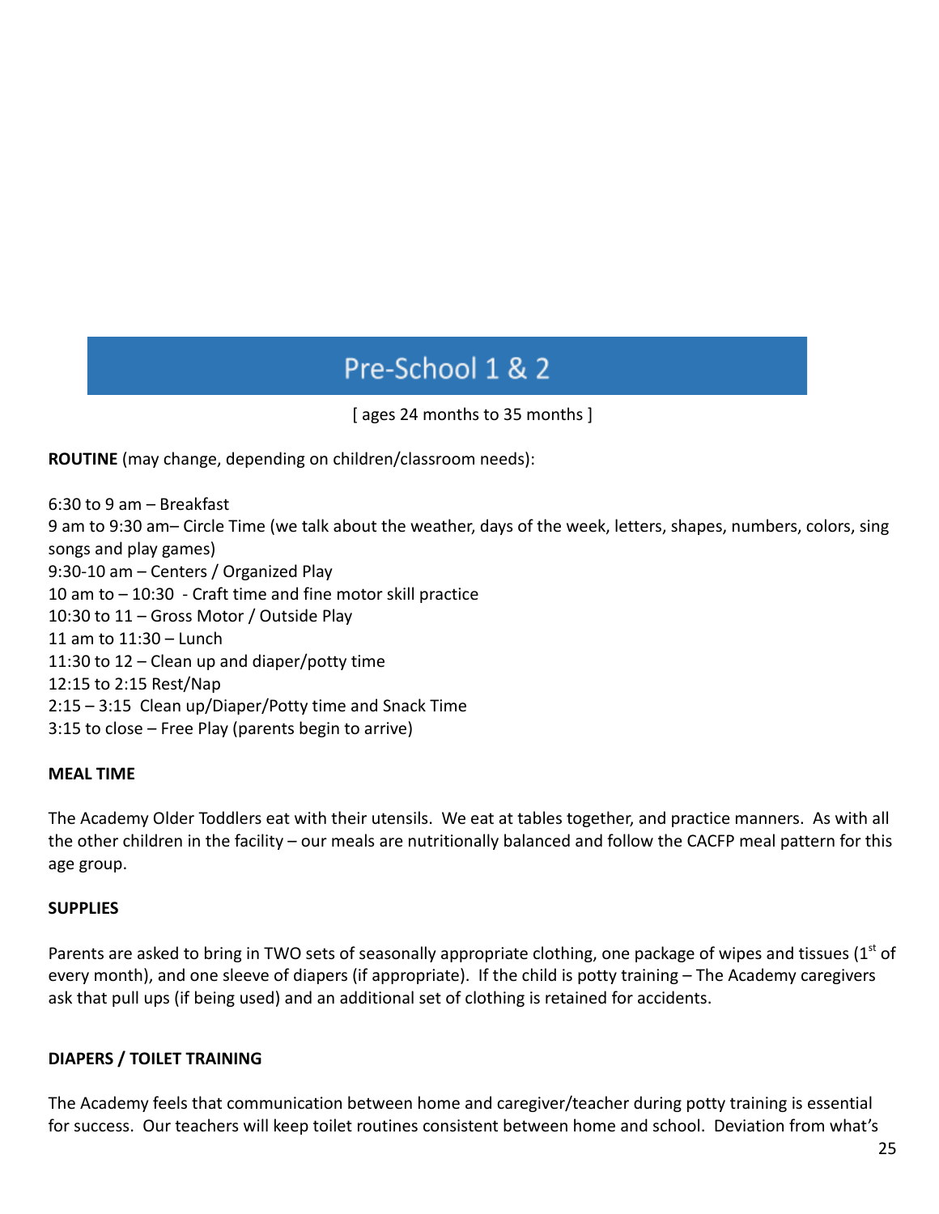## Pre-School 1 & 2

[ ages 24 months to 35 months ]

**ROUTINE** (may change, depending on children/classroom needs):

6:30 to 9 am – Breakfast
9 am to 9:30 am– Circle Time (we talk about the weather, days of the week, letters, shapes, numbers, colors, sing songs and play games)
9:30-10 am – Centers / Organized Play
10 am to – 10:30 - Craft time and fine motor skill practice
10:30 to 11 – Gross Motor / Outside Play
11 am to 11:30 – Lunch
11:30 to 12 – Clean up and diaper/potty time
12:15 to 2:15 Rest/Nap
2:15 – 3:15 Clean up/Diaper/Potty time and Snack Time
3:15 to close – Free Play (parents begin to arrive)

**MEAL TIME**

The Academy Older Toddlers eat with their utensils. We eat at tables together, and practice manners. As with all the other children in the facility – our meals are nutritionally balanced and follow the CACFP meal pattern for this age group.

**SUPPLIES**

Parents are asked to bring in TWO sets of seasonally appropriate clothing, one package of wipes and tissues (1st of every month), and one sleeve of diapers (if appropriate). If the child is potty training – The Academy caregivers ask that pull ups (if being used) and an additional set of clothing is retained for accidents.

**DIAPERS / TOILET TRAINING**

The Academy feels that communication between home and caregiver/teacher during potty training is essential for success. Our teachers will keep toilet routines consistent between home and school. Deviation from what's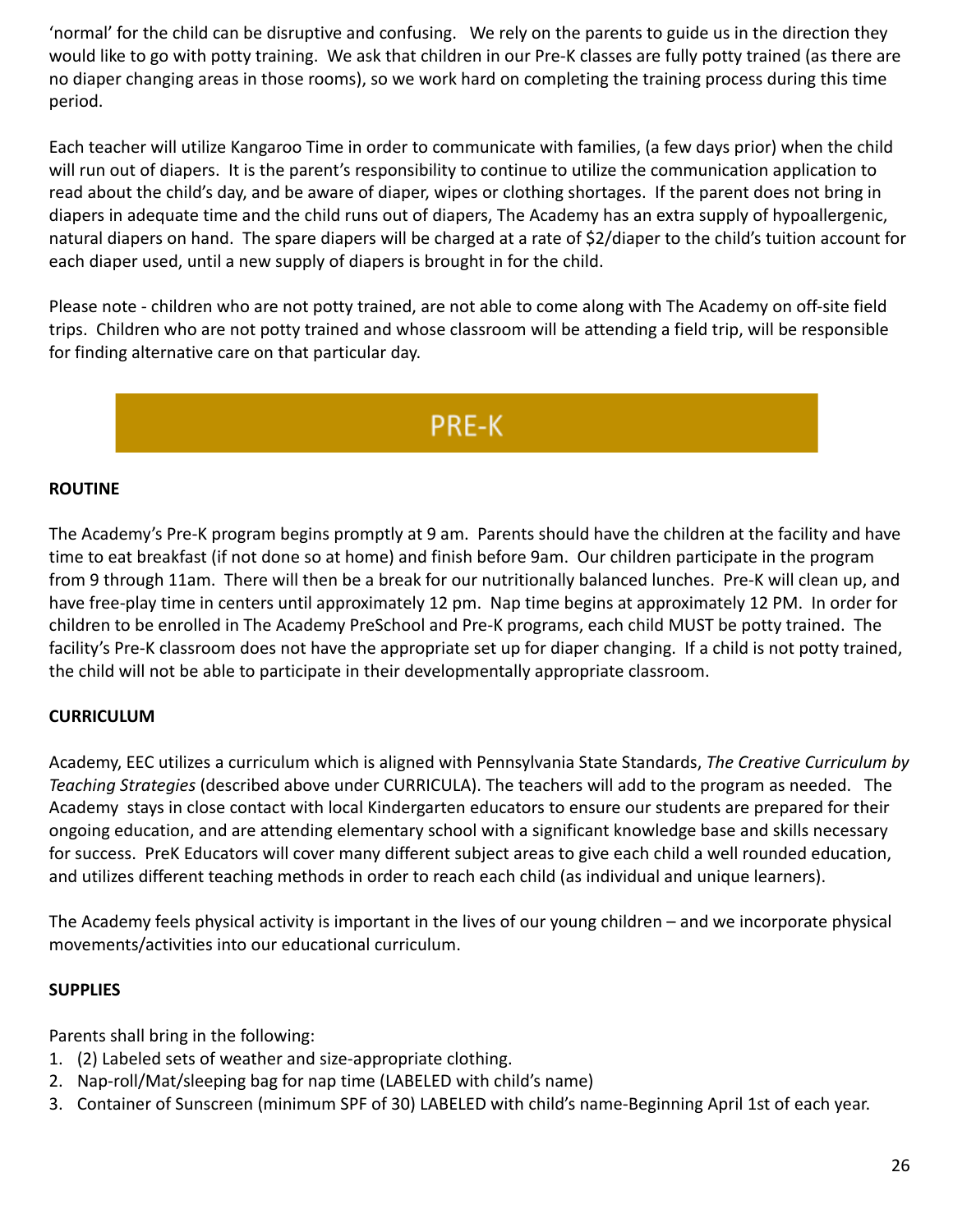'normal' for the child can be disruptive and confusing. We rely on the parents to guide us in the direction they would like to go with potty training. We ask that children in our Pre-K classes are fully potty trained (as there are no diaper changing areas in those rooms), so we work hard on completing the training process during this time period.

Each teacher will utilize Kangaroo Time in order to communicate with families, (a few days prior) when the child will run out of diapers. It is the parent's responsibility to continue to utilize the communication application to read about the child's day, and be aware of diaper, wipes or clothing shortages. If the parent does not bring in diapers in adequate time and the child runs out of diapers, The Academy has an extra supply of hypoallergenic, natural diapers on hand. The spare diapers will be charged at a rate of $2/diaper to the child's tuition account for each diaper used, until a new supply of diapers is brought in for the child.

Please note - children who are not potty trained, are not able to come along with The Academy on off-site field trips. Children who are not potty trained and whose classroom will be attending a field trip, will be responsible for finding alternative care on that particular day.

# PRE-K

**ROUTINE**

The Academy's Pre-K program begins promptly at 9 am. Parents should have the children at the facility and have time to eat breakfast (if not done so at home) and finish before 9am. Our children participate in the program from 9 through 11am. There will then be a break for our nutritionally balanced lunches. Pre-K will clean up, and have free-play time in centers until approximately 12 pm. Nap time begins at approximately 12 PM. In order for children to be enrolled in The Academy PreSchool and Pre-K programs, each child MUST be potty trained. The facility's Pre-K classroom does not have the appropriate set up for diaper changing. If a child is not potty trained, the child will not be able to participate in their developmentally appropriate classroom.

**CURRICULUM**

Academy, EEC utilizes a curriculum which is aligned with Pennsylvania State Standards, *The Creative Curriculum by Teaching Strategies* (described above under CURRICULA). The teachers will add to the program as needed. The Academy stays in close contact with local Kindergarten educators to ensure our students are prepared for their ongoing education, and are attending elementary school with a significant knowledge base and skills necessary for success. PreK Educators will cover many different subject areas to give each child a well rounded education, and utilizes different teaching methods in order to reach each child (as individual and unique learners).

The Academy feels physical activity is important in the lives of our young children – and we incorporate physical movements/activities into our educational curriculum.

**SUPPLIES**

Parents shall bring in the following:

1. (2) Labeled sets of weather and size-appropriate clothing.
2. Nap-roll/Mat/sleeping bag for nap time (LABELED with child's name)
3. Container of Sunscreen (minimum SPF of 30) LABELED with child's name-Beginning April 1st of each year.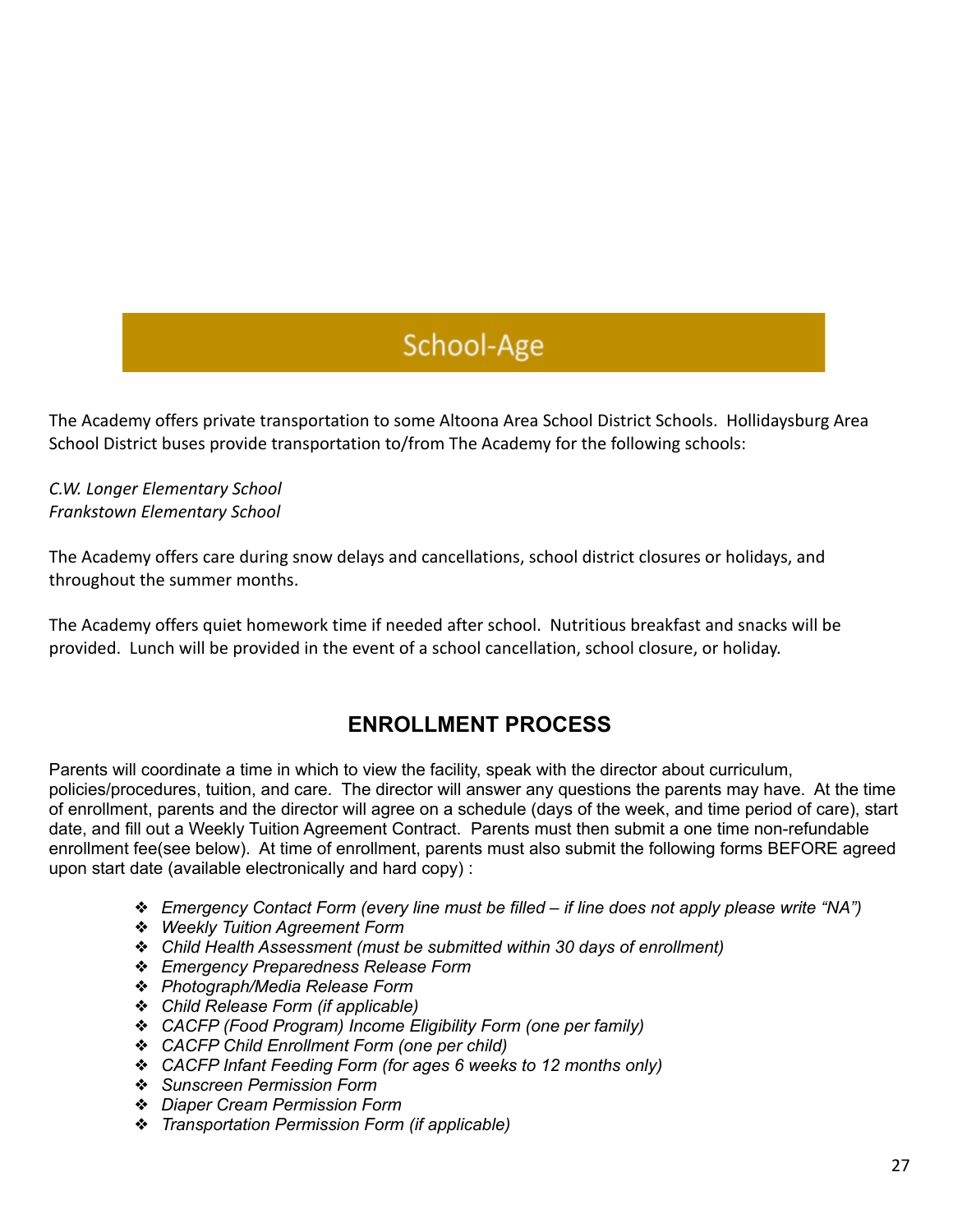## School-Age

The Academy offers private transportation to some Altoona Area School District Schools. Hollidaysburg Area School District buses provide transportation to/from The Academy for the following schools:

*C.W. Longer Elementary School*
*Frankstown Elementary School*

The Academy offers care during snow delays and cancellations, school district closures or holidays, and throughout the summer months.

The Academy offers quiet homework time if needed after school. Nutritious breakfast and snacks will be provided. Lunch will be provided in the event of a school cancellation, school closure, or holiday.

## ENROLLMENT PROCESS

Parents will coordinate a time in which to view the facility, speak with the director about curriculum, policies/procedures, tuition, and care. The director will answer any questions the parents may have. At the time of enrollment, parents and the director will agree on a schedule (days of the week, and time period of care), start date, and fill out a Weekly Tuition Agreement Contract. Parents must then submit a one time non-refundable enrollment fee(see below). At time of enrollment, parents must also submit the following forms BEFORE agreed upon start date (available electronically and hard copy) :

- *Emergency Contact Form (every line must be filled – if line does not apply please write "NA")*
- *Weekly Tuition Agreement Form*
- *Child Health Assessment (must be submitted within 30 days of enrollment)*
- *Emergency Preparedness Release Form*
- *Photograph/Media Release Form*
- *Child Release Form (if applicable)*
- *CACFP (Food Program) Income Eligibility Form (one per family)*
- *CACFP Child Enrollment Form (one per child)*
- *CACFP Infant Feeding Form (for ages 6 weeks to 12 months only)*
- *Sunscreen Permission Form*
- *Diaper Cream Permission Form*
- *Transportation Permission Form (if applicable)*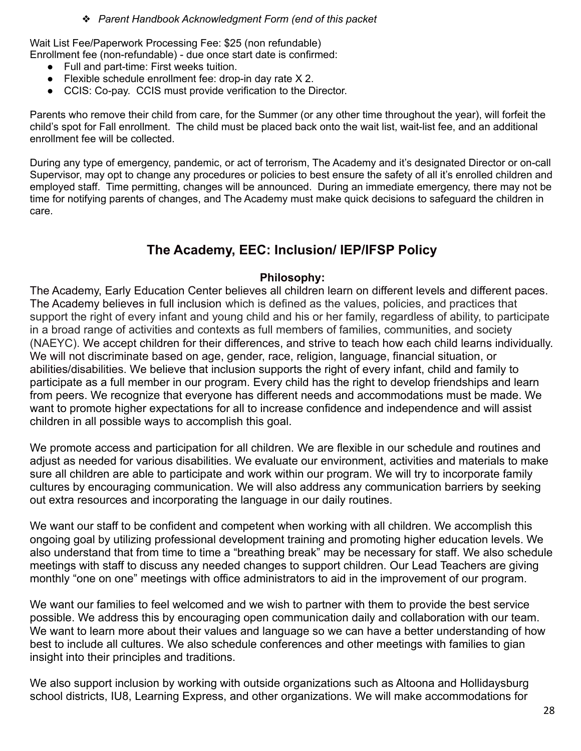- *Parent Handbook Acknowledgment Form (end of this packet*

Wait List Fee/Paperwork Processing Fee: $25 (non refundable)
Enrollment fee (non-refundable) - due once start date is confirmed:

- Full and part-time: First weeks tuition.
- Flexible schedule enrollment fee: drop-in day rate X 2.
- CCIS: Co-pay. CCIS must provide verification to the Director.

Parents who remove their child from care, for the Summer (or any other time throughout the year), will forfeit the child's spot for Fall enrollment. The child must be placed back onto the wait list, wait-list fee, and an additional enrollment fee will be collected.

During any type of emergency, pandemic, or act of terrorism, The Academy and it's designated Director or on-call Supervisor, may opt to change any procedures or policies to best ensure the safety of all it's enrolled children and employed staff. Time permitting, changes will be announced. During an immediate emergency, there may not be time for notifying parents of changes, and The Academy must make quick decisions to safeguard the children in care.

## The Academy, EEC: Inclusion/ IEP/IFSP Policy

**Philosophy:**

The Academy, Early Education Center believes all children learn on different levels and different paces. The Academy believes in full inclusion which is defined as the values, policies, and practices that support the right of every infant and young child and his or her family, regardless of ability, to participate in a broad range of activities and contexts as full members of families, communities, and society (NAEYC). We accept children for their differences, and strive to teach how each child learns individually. We will not discriminate based on age, gender, race, religion, language, financial situation, or abilities/disabilities. We believe that inclusion supports the right of every infant, child and family to participate as a full member in our program. Every child has the right to develop friendships and learn from peers. We recognize that everyone has different needs and accommodations must be made. We want to promote higher expectations for all to increase confidence and independence and will assist children in all possible ways to accomplish this goal.

We promote access and participation for all children. We are flexible in our schedule and routines and adjust as needed for various disabilities. We evaluate our environment, activities and materials to make sure all children are able to participate and work within our program. We will try to incorporate family cultures by encouraging communication. We will also address any communication barriers by seeking out extra resources and incorporating the language in our daily routines.

We want our staff to be confident and competent when working with all children. We accomplish this ongoing goal by utilizing professional development training and promoting higher education levels. We also understand that from time to time a "breathing break" may be necessary for staff. We also schedule meetings with staff to discuss any needed changes to support children. Our Lead Teachers are giving monthly "one on one" meetings with office administrators to aid in the improvement of our program.

We want our families to feel welcomed and we wish to partner with them to provide the best service possible. We address this by encouraging open communication daily and collaboration with our team. We want to learn more about their values and language so we can have a better understanding of how best to include all cultures. We also schedule conferences and other meetings with families to gian insight into their principles and traditions.

We also support inclusion by working with outside organizations such as Altoona and Hollidaysburg school districts, IU8, Learning Express, and other organizations. We will make accommodations for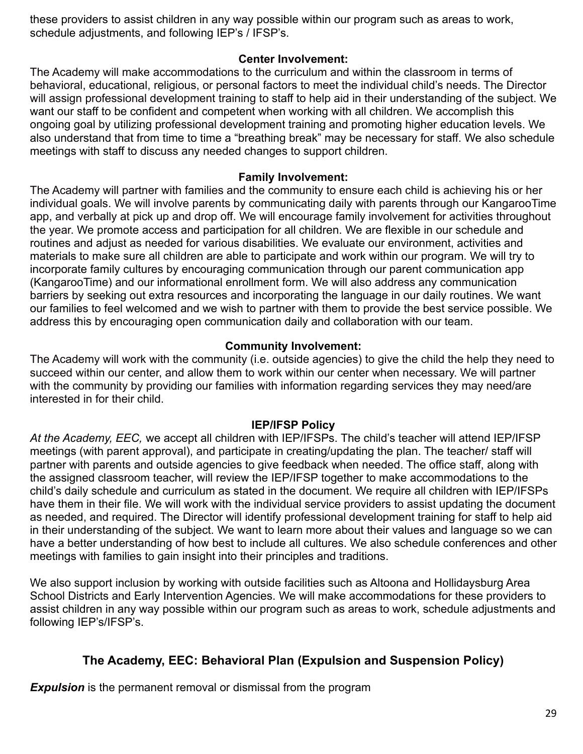these providers to assist children in any way possible within our program such as areas to work, schedule adjustments, and following IEP's / IFSP's.

### Center Involvement:

The Academy will make accommodations to the curriculum and within the classroom in terms of behavioral, educational, religious, or personal factors to meet the individual child's needs. The Director will assign professional development training to staff to help aid in their understanding of the subject. We want our staff to be confident and competent when working with all children. We accomplish this ongoing goal by utilizing professional development training and promoting higher education levels. We also understand that from time to time a "breathing break" may be necessary for staff. We also schedule meetings with staff to discuss any needed changes to support children.

### Family Involvement:

The Academy will partner with families and the community to ensure each child is achieving his or her individual goals. We will involve parents by communicating daily with parents through our KangarooTime app, and verbally at pick up and drop off. We will encourage family involvement for activities throughout the year. We promote access and participation for all children. We are flexible in our schedule and routines and adjust as needed for various disabilities. We evaluate our environment, activities and materials to make sure all children are able to participate and work within our program. We will try to incorporate family cultures by encouraging communication through our parent communication app (KangarooTime) and our informational enrollment form. We will also address any communication barriers by seeking out extra resources and incorporating the language in our daily routines. We want our families to feel welcomed and we wish to partner with them to provide the best service possible. We address this by encouraging open communication daily and collaboration with our team.

### Community Involvement:

The Academy will work with the community (i.e. outside agencies) to give the child the help they need to succeed within our center, and allow them to work within our center when necessary. We will partner with the community by providing our families with information regarding services they may need/are interested in for their child.

### IEP/IFSP Policy

*At the Academy, EEC,* we accept all children with IEP/IFSPs. The child's teacher will attend IEP/IFSP meetings (with parent approval), and participate in creating/updating the plan. The teacher/ staff will partner with parents and outside agencies to give feedback when needed. The office staff, along with the assigned classroom teacher, will review the IEP/IFSP together to make accommodations to the child's daily schedule and curriculum as stated in the document. We require all children with IEP/IFSPs have them in their file. We will work with the individual service providers to assist updating the document as needed, and required. The Director will identify professional development training for staff to help aid in their understanding of the subject. We want to learn more about their values and language so we can have a better understanding of how best to include all cultures. We also schedule conferences and other meetings with families to gain insight into their principles and traditions.

We also support inclusion by working with outside facilities such as Altoona and Hollidaysburg Area School Districts and Early Intervention Agencies. We will make accommodations for these providers to assist children in any way possible within our program such as areas to work, schedule adjustments and following IEP's/IFSP's.

## The Academy, EEC: Behavioral Plan (Expulsion and Suspension Policy)

***Expulsion*** is the permanent removal or dismissal from the program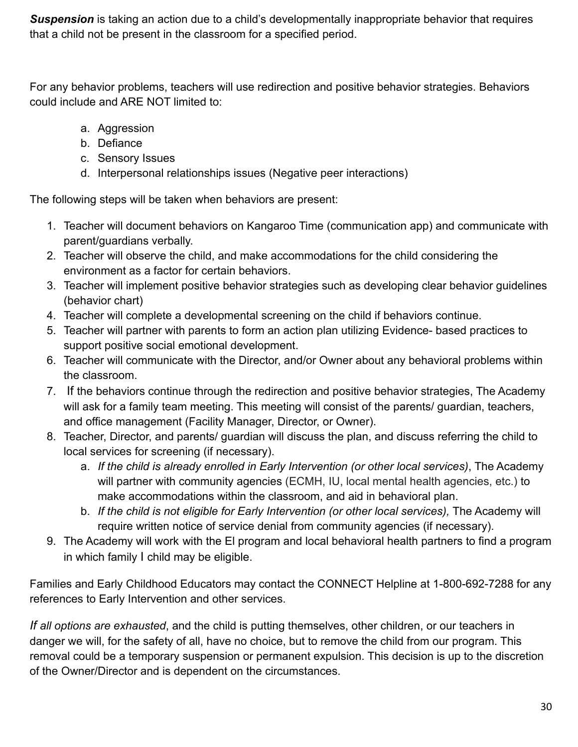***Suspension*** is taking an action due to a child's developmentally inappropriate behavior that requires that a child not be present in the classroom for a specified period.

For any behavior problems, teachers will use redirection and positive behavior strategies. Behaviors could include and ARE NOT limited to:

a. Aggression
b. Defiance
c. Sensory Issues
d. Interpersonal relationships issues (Negative peer interactions)

The following steps will be taken when behaviors are present:

1. Teacher will document behaviors on Kangaroo Time (communication app) and communicate with parent/guardians verbally.
2. Teacher will observe the child, and make accommodations for the child considering the environment as a factor for certain behaviors.
3. Teacher will implement positive behavior strategies such as developing clear behavior guidelines (behavior chart)
4. Teacher will complete a developmental screening on the child if behaviors continue.
5. Teacher will partner with parents to form an action plan utilizing Evidence- based practices to support positive social emotional development.
6. Teacher will communicate with the Director, and/or Owner about any behavioral problems within the classroom.
7. If the behaviors continue through the redirection and positive behavior strategies, The Academy will ask for a family team meeting. This meeting will consist of the parents/ guardian, teachers, and office management (Facility Manager, Director, or Owner).
8. Teacher, Director, and parents/ guardian will discuss the plan, and discuss referring the child to local services for screening (if necessary).
   a. *If the child is already enrolled in Early Intervention (or other local services)*, The Academy will partner with community agencies (ECMH, IU, local mental health agencies, etc.) to make accommodations within the classroom, and aid in behavioral plan.
   b. *If the child is not eligible for Early Intervention (or other local services),* The Academy will require written notice of service denial from community agencies (if necessary).
9. The Academy will work with the EI program and local behavioral health partners to find a program in which family I child may be eligible.

Families and Early Childhood Educators may contact the CONNECT Helpline at 1-800-692-7288 for any references to Early Intervention and other services.

*If all options are exhausted*, and the child is putting themselves, other children, or our teachers in danger we will, for the safety of all, have no choice, but to remove the child from our program. This removal could be a temporary suspension or permanent expulsion. This decision is up to the discretion of the Owner/Director and is dependent on the circumstances.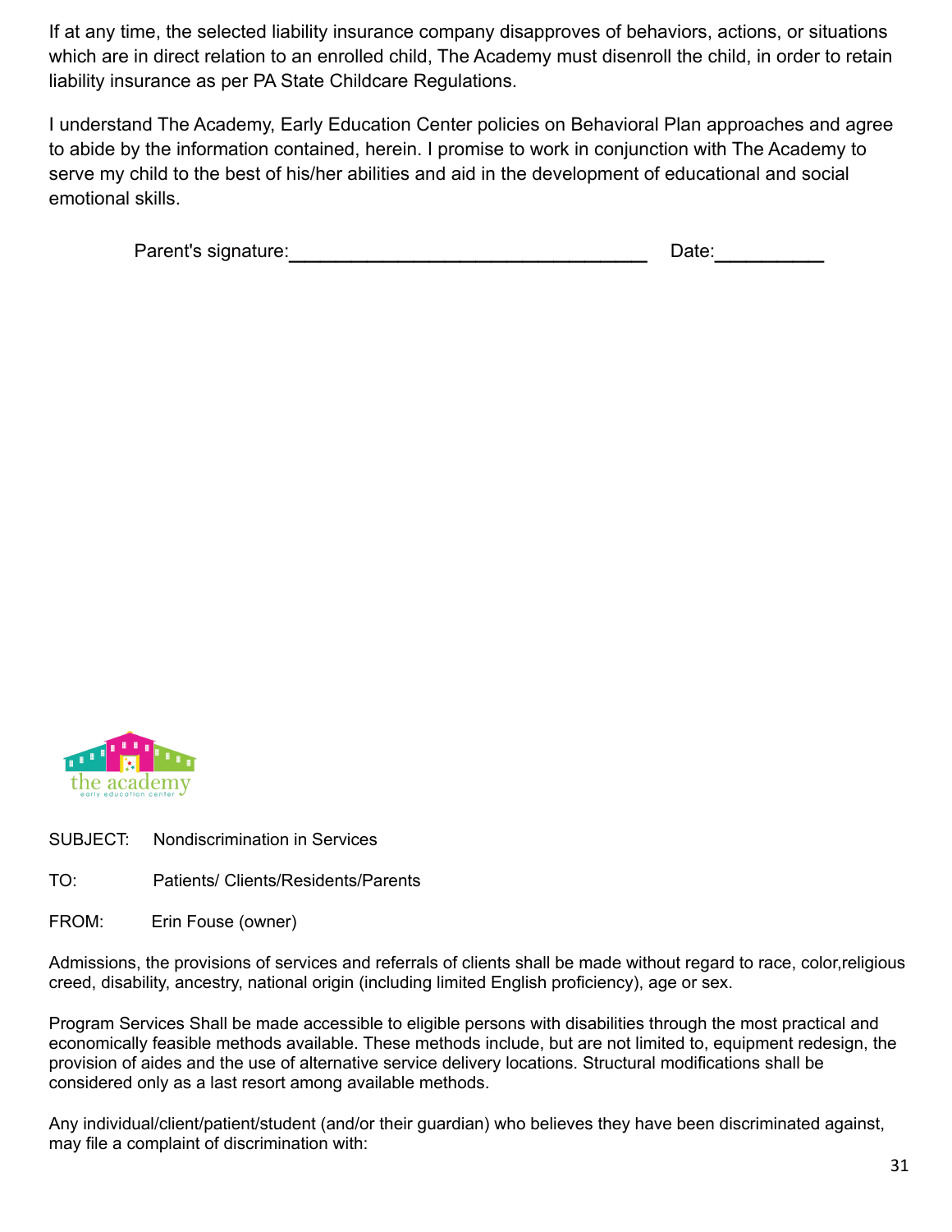If at any time, the selected liability insurance company disapproves of behaviors, actions, or situations which are in direct relation to an enrolled child, The Academy must disenroll the child, in order to retain liability insurance as per PA State Childcare Regulations.

I understand The Academy, Early Education Center policies on Behavioral Plan approaches and agree to abide by the information contained, herein. I promise to work in conjunction with The Academy to serve my child to the best of his/her abilities and aid in the development of educational and social emotional skills.

Parent's signature:_________________________________ Date:__________

the academy
early education center

SUBJECT: Nondiscrimination in Services

TO: Patients/ Clients/Residents/Parents

FROM: Erin Fouse (owner)

Admissions, the provisions of services and referrals of clients shall be made without regard to race, color,religious creed, disability, ancestry, national origin (including limited English proficiency), age or sex.

Program Services Shall be made accessible to eligible persons with disabilities through the most practical and economically feasible methods available. These methods include, but are not limited to, equipment redesign, the provision of aides and the use of alternative service delivery locations. Structural modifications shall be considered only as a last resort among available methods.

Any individual/client/patient/student (and/or their guardian) who believes they have been discriminated against, may file a complaint of discrimination with: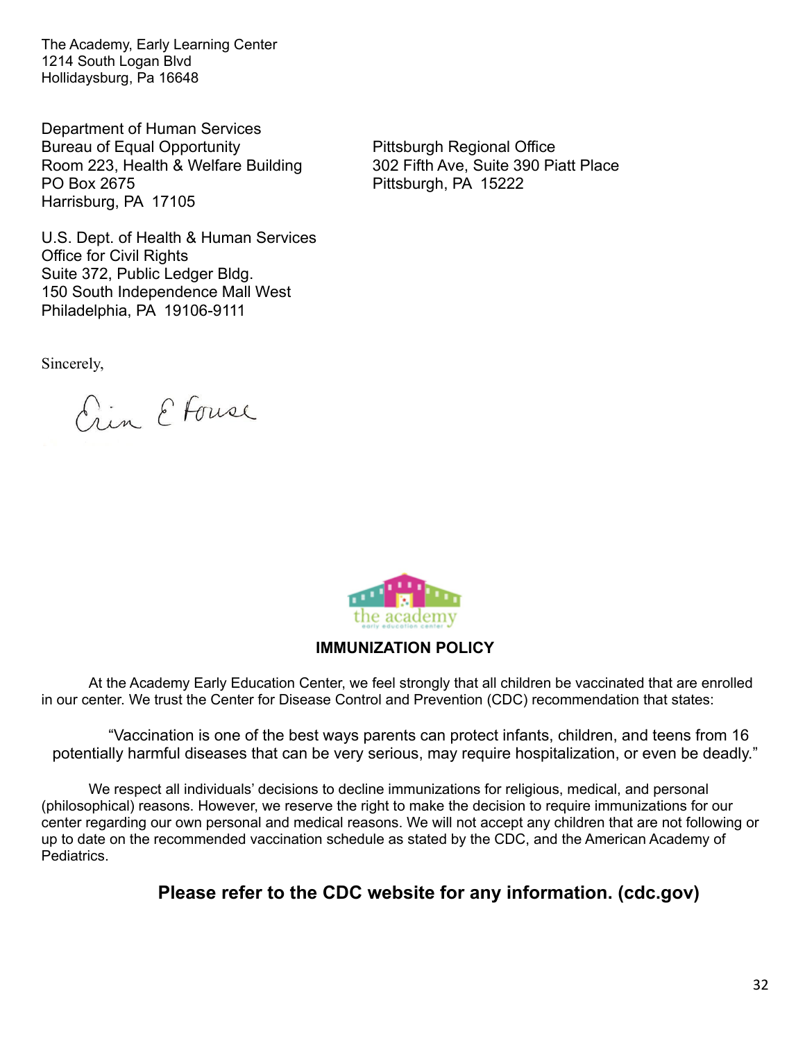The Academy, Early Learning Center
1214 South Logan Blvd
Hollidaysburg, Pa 16648

Department of Human Services
Bureau of Equal Opportunity
Room 223, Health & Welfare Building
PO Box 2675
Harrisburg, PA 17105

Pittsburgh Regional Office
302 Fifth Ave, Suite 390 Piatt Place
Pittsburgh, PA 15222

U.S. Dept. of Health & Human Services
Office for Civil Rights
Suite 372, Public Ledger Bldg.
150 South Independence Mall West
Philadelphia, PA 19106-9111

Sincerely,

Erin E Fouse

**IMMUNIZATION POLICY**

At the Academy Early Education Center, we feel strongly that all children be vaccinated that are enrolled in our center. We trust the Center for Disease Control and Prevention (CDC) recommendation that states:

> "Vaccination is one of the best ways parents can protect infants, children, and teens from 16 potentially harmful diseases that can be very serious, may require hospitalization, or even be deadly."

We respect all individuals' decisions to decline immunizations for religious, medical, and personal (philosophical) reasons. However, we reserve the right to make the decision to require immunizations for our center regarding our own personal and medical reasons. We will not accept any children that are not following or up to date on the recommended vaccination schedule as stated by the CDC, and the American Academy of Pediatrics.

**Please refer to the CDC website for any information. (cdc.gov)**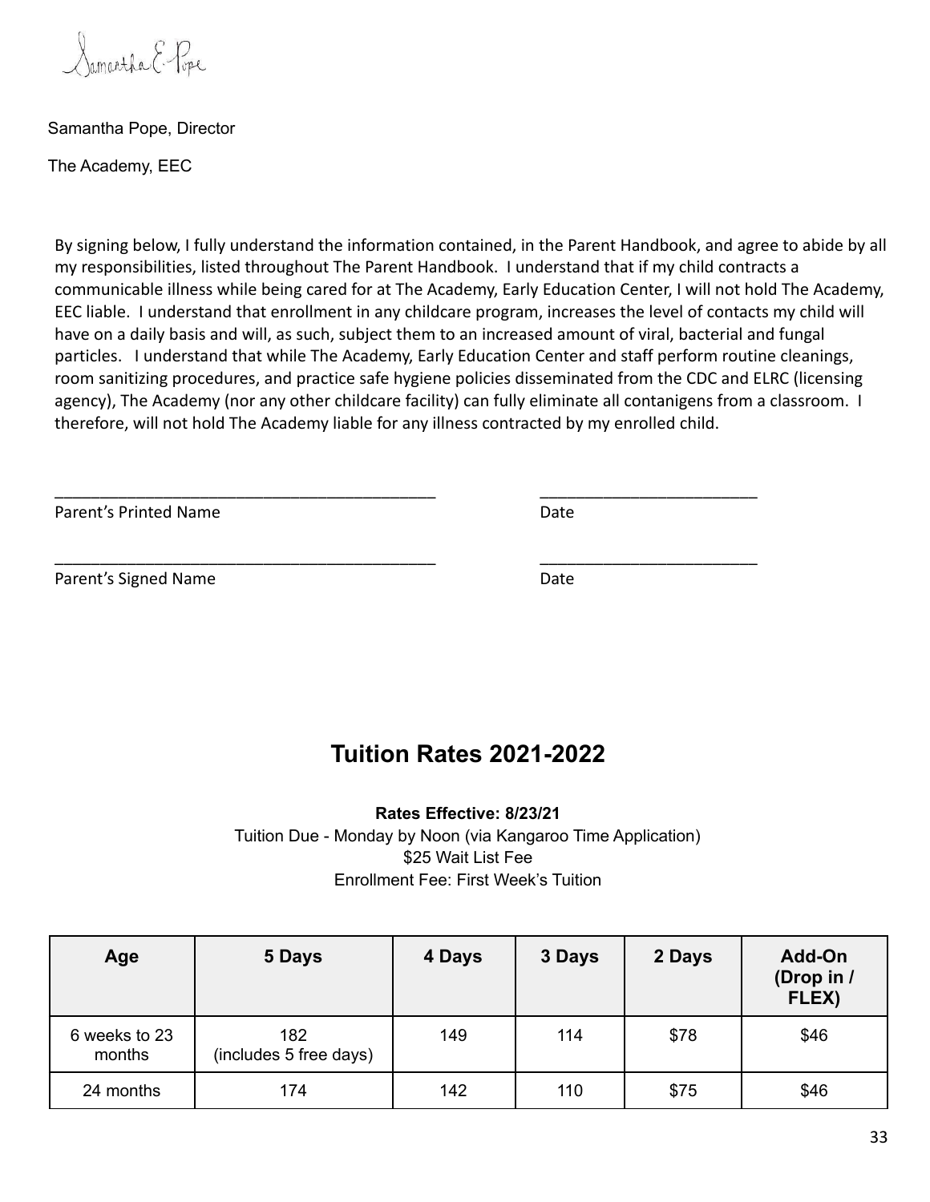Samantha E. Pope

Samantha Pope, Director

The Academy, EEC

By signing below, I fully understand the information contained, in the Parent Handbook, and agree to abide by all my responsibilities, listed throughout The Parent Handbook. I understand that if my child contracts a communicable illness while being cared for at The Academy, Early Education Center, I will not hold The Academy, EEC liable. I understand that enrollment in any childcare program, increases the level of contacts my child will have on a daily basis and will, as such, subject them to an increased amount of viral, bacterial and fungal particles. I understand that while The Academy, Early Education Center and staff perform routine cleanings, room sanitizing procedures, and practice safe hygiene policies disseminated from the CDC and ELRC (licensing agency), The Academy (nor any other childcare facility) can fully eliminate all contanigens from a classroom. I therefore, will not hold The Academy liable for any illness contracted by my enrolled child.

___________________________________________ ________________________

Parent's Printed Name Date

___________________________________________ ________________________

Parent's Signed Name Date

## Tuition Rates 2021-2022

**Rates Effective: 8/23/21**

Tuition Due - Monday by Noon (via Kangaroo Time Application)

$25 Wait List Fee

Enrollment Fee: First Week's Tuition

| Age | 5 Days | 4 Days | 3 Days | 2 Days | Add-On (Drop in / FLEX) |
|---|---|---|---|---|---|
| 6 weeks to 23 months | 182 (includes 5 free days) | 149 | 114 | $78 | $46 |
| 24 months | 174 | 142 | 110 | $75 | $46 |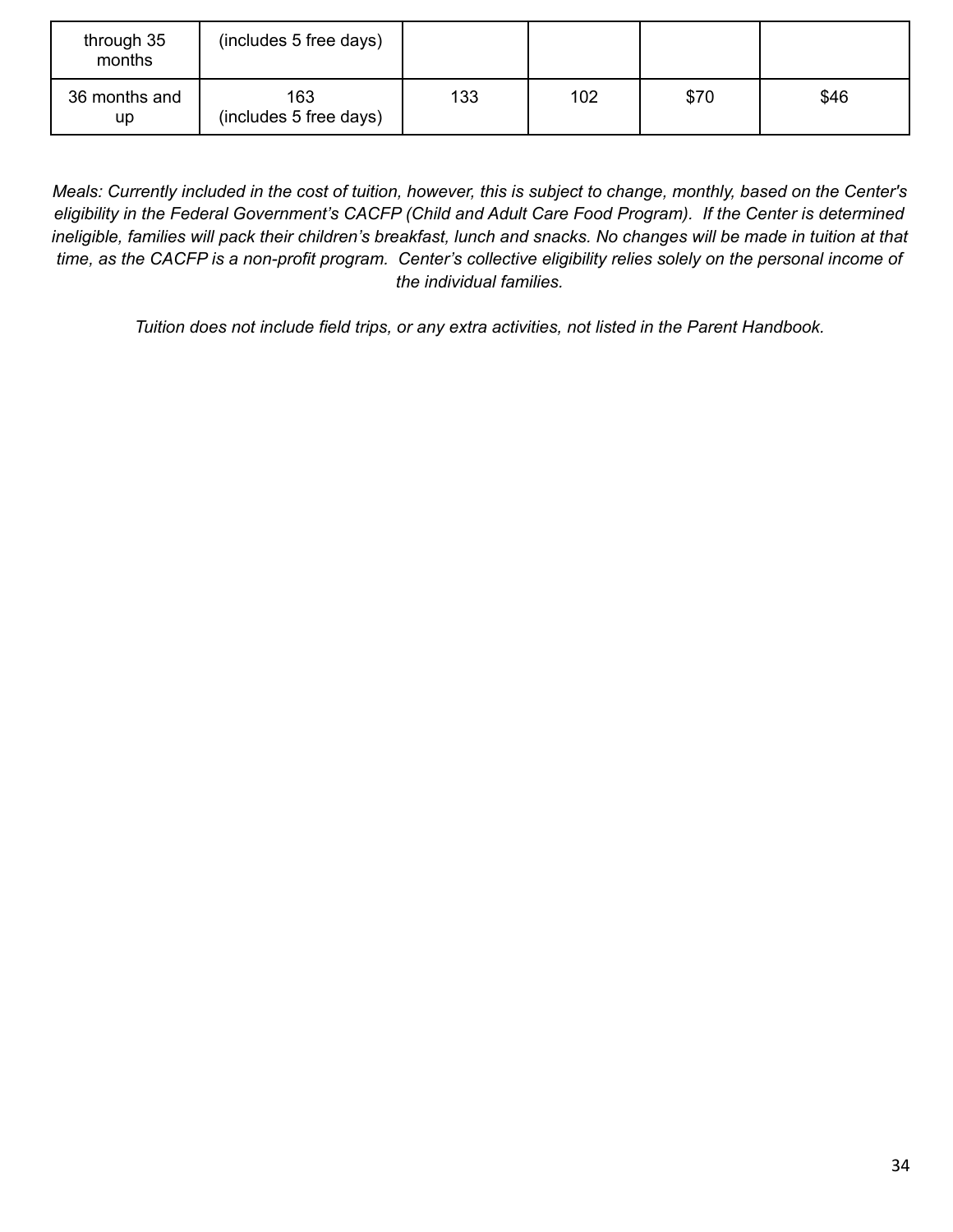| | | | | | |
|---|---|---|---|---|---|
| through 35 months | (includes 5 free days) | | | | |
| 36 months and up | 163 (includes 5 free days) | 133 | 102 | $70 | $46 |

*Meals: Currently included in the cost of tuition, however, this is subject to change, monthly, based on the Center's eligibility in the Federal Government's CACFP (Child and Adult Care Food Program). If the Center is determined ineligible, families will pack their children's breakfast, lunch and snacks. No changes will be made in tuition at that time, as the CACFP is a non-profit program. Center's collective eligibility relies solely on the personal income of the individual families.*

*Tuition does not include field trips, or any extra activities, not listed in the Parent Handbook.*